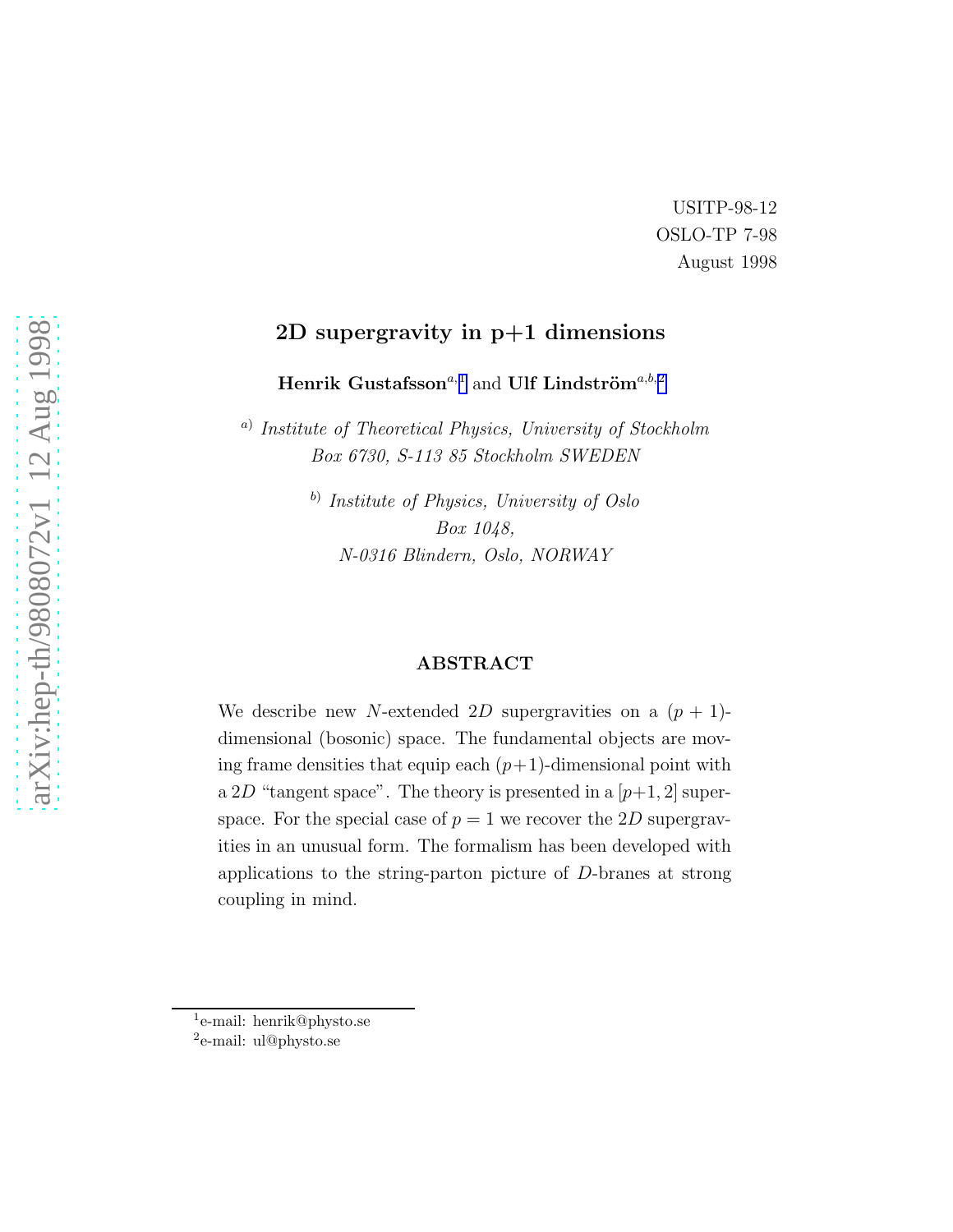USITP-98-12
OSLO-TP 7-98
August 1998

# 2D supergravity in p+1 dimensions

**Henrik Gustafsson**[a,1] and **Ulf Lindström**[a,b,2]

[a] *Institute of Theoretical Physics, University of Stockholm*
*Box 6730, S-113 85 Stockholm SWEDEN*

[b] *Institute of Physics, University of Oslo*
*Box 1048,*
*N-0316 Blindern, Oslo, NORWAY*

## ABSTRACT

We describe new $N$-extended $2D$ supergravities on a $(p+1)$-dimensional (bosonic) space. The fundamental objects are moving frame densities that equip each $(p+1)$-dimensional point with a $2D$ "tangent space". The theory is presented in a $[p+1, 2]$ superspace. For the special case of $p = 1$ we recover the $2D$ supergravities in an unusual form. The formalism has been developed with applications to the string-parton picture of $D$-branes at strong coupling in mind.

[1] e-mail: henrik@physto.se

[2] e-mail: ul@physto.se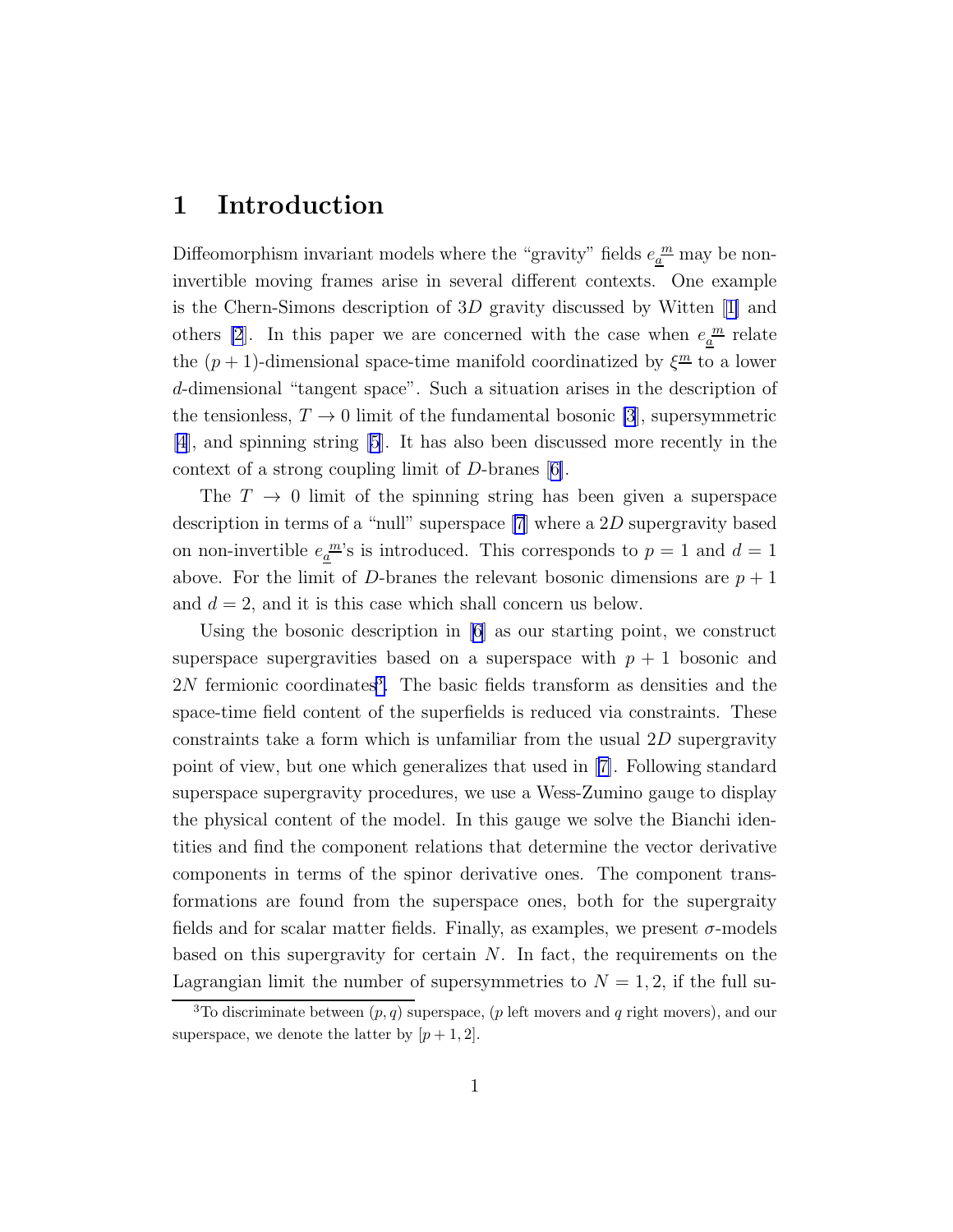# 1 Introduction

Diffeomorphism invariant models where the "gravity" fields $e_{\underline{a}}{}^{\underline{m}}$ may be non-invertible moving frames arise in several different contexts. One example is the Chern-Simons description of $3D$ gravity discussed by Witten [1] and others [2]. In this paper we are concerned with the case when $e_{\underline{a}}{}^{\underline{m}}$ relate the $(p+1)$-dimensional space-time manifold coordinatized by $\xi^{\underline{m}}$ to a lower $d$-dimensional "tangent space". Such a situation arises in the description of the tensionless, $T \to 0$ limit of the fundamental bosonic [3], supersymmetric [4], and spinning string [5]. It has also been discussed more recently in the context of a strong coupling limit of $D$-branes [6].

The $T \to 0$ limit of the spinning string has been given a superspace description in terms of a "null" superspace [7] where a $2D$ supergravity based on non-invertible $e_{\underline{a}}{}^{\underline{m}}$'s is introduced. This corresponds to $p = 1$ and $d = 1$ above. For the limit of $D$-branes the relevant bosonic dimensions are $p+1$ and $d = 2$, and it is this case which shall concern us below.

Using the bosonic description in [6] as our starting point, we construct superspace supergravities based on a superspace with $p+1$ bosonic and $2N$ fermionic coordinates[3]. The basic fields transform as densities and the space-time field content of the superfields is reduced via constraints. These constraints take a form which is unfamiliar from the usual $2D$ supergravity point of view, but one which generalizes that used in [7]. Following standard superspace supergravity procedures, we use a Wess-Zumino gauge to display the physical content of the model. In this gauge we solve the Bianchi identities and find the component relations that determine the vector derivative components in terms of the spinor derivative ones. The component transformations are found from the superspace ones, both for the supergraity fields and for scalar matter fields. Finally, as examples, we present $\sigma$-models based on this supergravity for certain $N$. In fact, the requirements on the Lagrangian limit the number of supersymmetries to $N = 1, 2$, if the full su-

[3] To discriminate between $(p, q)$ superspace, ($p$ left movers and $q$ right movers), and our superspace, we denote the latter by $[p+1, 2]$.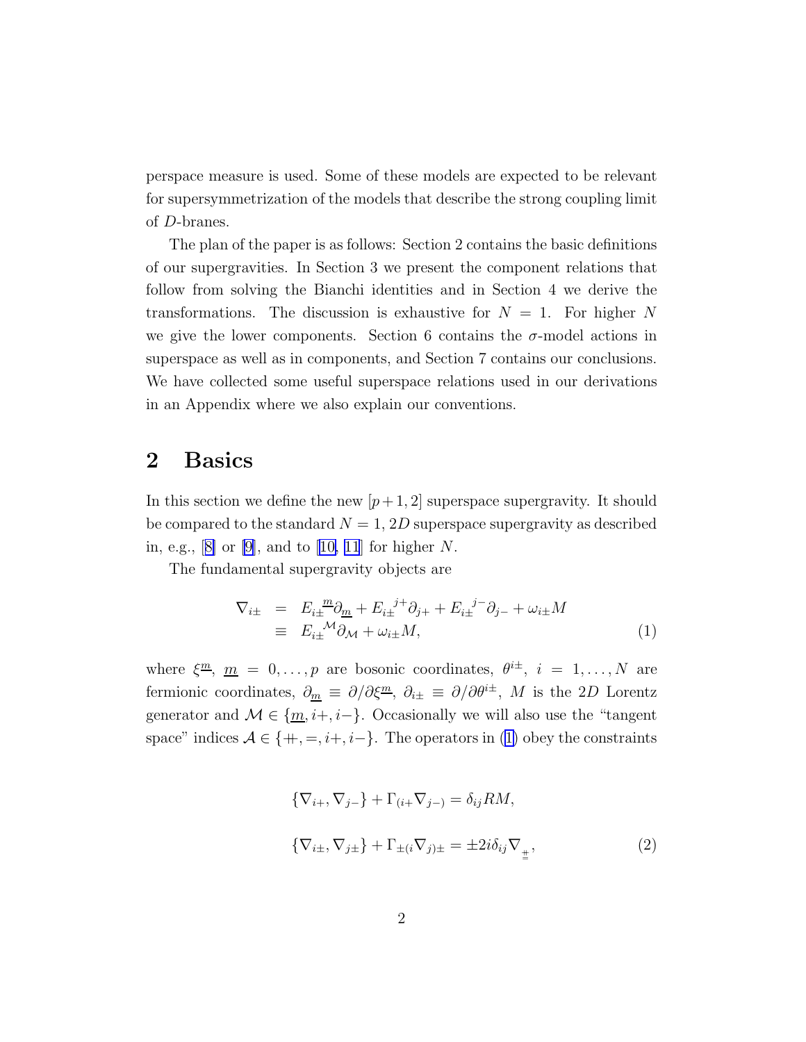perspace measure is used. Some of these models are expected to be relevant for supersymmetrization of the models that describe the strong coupling limit of $D$-branes.

The plan of the paper is as follows: Section 2 contains the basic definitions of our supergravities. In Section 3 we present the component relations that follow from solving the Bianchi identities and in Section 4 we derive the transformations. The discussion is exhaustive for $N = 1$. For higher $N$ we give the lower components. Section 6 contains the $\sigma$-model actions in superspace as well as in components, and Section 7 contains our conclusions. We have collected some useful superspace relations used in our derivations in an Appendix where we also explain our conventions.

## 2 Basics

In this section we define the new $[p+1, 2]$ superspace supergravity. It should be compared to the standard $N = 1$, $2D$ superspace supergravity as described in, e.g., [8] or [9], and to [10, 11] for higher $N$.

The fundamental supergravity objects are

$$
\begin{aligned}
\nabla_{i\pm} &= E_{i\pm}{}^{\underline{m}}\partial_{\underline{m}} + E_{i\pm}{}^{j+}\partial_{j+} + E_{i\pm}{}^{j-}\partial_{j-} + \omega_{i\pm}M \\
&\equiv E_{i\pm}{}^{\mathcal{M}}\partial_{\mathcal{M}} + \omega_{i\pm}M,
\end{aligned} \tag{1}
$$

where $\xi^{\underline{m}}$, $\underline{m} = 0, \ldots, p$ are bosonic coordinates, $\theta^{i\pm}$, $i = 1, \ldots, N$ are fermionic coordinates, $\partial_{\underline{m}} \equiv \partial/\partial\xi^{\underline{m}}$, $\partial_{i\pm} \equiv \partial/\partial\theta^{i\pm}$, $M$ is the $2D$ Lorentz generator and $\mathcal{M} \in \{\underline{m}, i+, i-\}$. Occasionally we will also use the "tangent space" indices $\mathcal{A} \in \{\mp\hspace{-0.5em}+, =, i+, i-\}$. The operators in (1) obey the constraints

$$
\begin{aligned}
&\{\nabla_{i+}, \nabla_{j-}\} + \Gamma_{(i+}\nabla_{j-)} = \delta_{ij}RM, \\
&\{\nabla_{i\pm}, \nabla_{j\pm}\} + \Gamma_{\pm(i}\nabla_{j)\pm} = \pm 2i\delta_{ij}\nabla_{\underset{=}{+}},
\end{aligned} \tag{2}
$$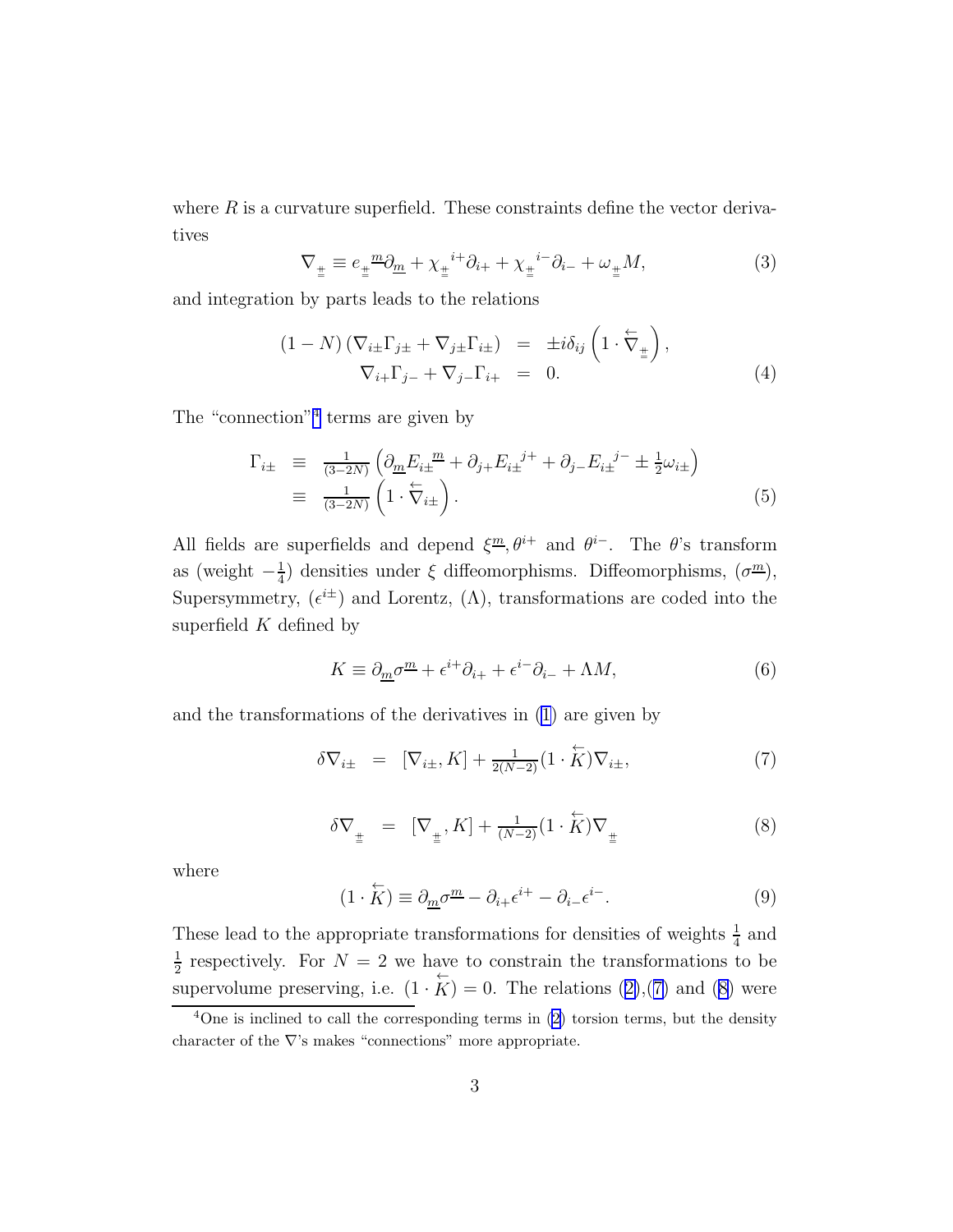where $R$ is a curvature superfield. These constraints define the vector derivatives

$$\nabla_{\underset{=}{+}} \equiv e_{\underset{=}{+}}{}^{\underline{m}}\partial_{\underline{m}} + \chi_{\underset{=}{+}}{}^{i+}\partial_{i+} + \chi_{\underset{=}{+}}{}^{i-}\partial_{i-} + \omega_{\underset{=}{+}} M, \tag{3}$$

and integration by parts leads to the relations

$$\begin{aligned} (1-N)\left(\nabla_{i\pm}\Gamma_{j\pm} + \nabla_{j\pm}\Gamma_{i\pm}\right) &= \pm i\delta_{ij}\left(1 \cdot \overleftarrow{\nabla}_{\underset{=}{+}}\right), \\ \nabla_{i+}\Gamma_{j-} + \nabla_{j-}\Gamma_{i+} &= 0. \end{aligned} \tag{4}$$

The "connection"[4] terms are given by

$$\begin{aligned} \Gamma_{i\pm} &\equiv \tfrac{1}{(3-2N)}\left(\partial_{\underline{m}} E_{i\pm}{}^{\underline{m}} + \partial_{j+}E_{i\pm}{}^{j+} + \partial_{j-}E_{i\pm}{}^{j-} \pm \tfrac{1}{2}\omega_{i\pm}\right) \\ &\equiv \tfrac{1}{(3-2N)}\left(1 \cdot \overleftarrow{\nabla}_{i\pm}\right). \end{aligned} \tag{5}$$

All fields are superfields and depend $\xi^{\underline{m}}, \theta^{i+}$ and $\theta^{i-}$. The $\theta$'s transform as (weight $-\frac{1}{4}$) densities under $\xi$ diffeomorphisms. Diffeomorphisms, ($\sigma^{\underline{m}}$), Supersymmetry, ($\epsilon^{i\pm}$) and Lorentz, ($\Lambda$), transformations are coded into the superfield $K$ defined by

$$K \equiv \partial_{\underline{m}}\sigma^{\underline{m}} + \epsilon^{i+}\partial_{i+} + \epsilon^{i-}\partial_{i-} + \Lambda M, \tag{6}$$

and the transformations of the derivatives in (1) are given by

$$\delta\nabla_{i\pm} = [\nabla_{i\pm}, K] + \tfrac{1}{2(N-2)}(1 \cdot \overleftarrow{K})\nabla_{i\pm}, \tag{7}$$

$$\delta\nabla_{\underset{=}{+}} = [\nabla_{\underset{=}{+}}, K] + \tfrac{1}{(N-2)}(1 \cdot \overleftarrow{K})\nabla_{\underset{=}{+}} \tag{8}$$

where

$$(1 \cdot \overleftarrow{K}) \equiv \partial_{\underline{m}}\sigma^{\underline{m}} - \partial_{i+}\epsilon^{i+} - \partial_{i-}\epsilon^{i-}. \tag{9}$$

These lead to the appropriate transformations for densities of weights $\frac{1}{4}$ and $\frac{1}{2}$ respectively. For $N = 2$ we have to constrain the transformations to be supervolume preserving, i.e. $(1 \cdot \overleftarrow{K}) = 0$. The relations (2),(7) and (8) were

[4] One is inclined to call the corresponding terms in (2) torsion terms, but the density character of the $\nabla$'s makes "connections" more appropriate.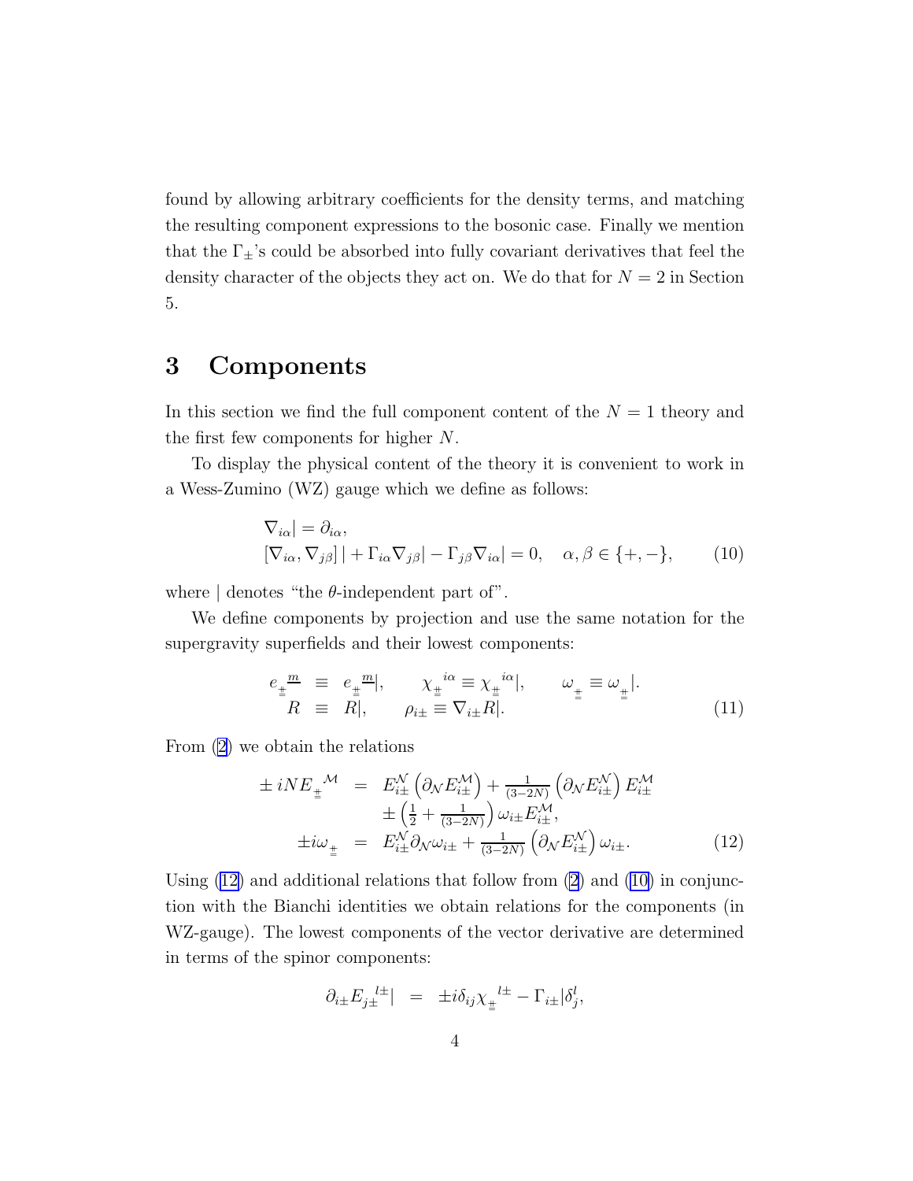found by allowing arbitrary coefficients for the density terms, and matching the resulting component expressions to the bosonic case. Finally we mention that the $\Gamma_\pm$'s could be absorbed into fully covariant derivatives that feel the density character of the objects they act on. We do that for $N = 2$ in Section 5.

## 3 Components

In this section we find the full component content of the $N = 1$ theory and the first few components for higher $N$.

To display the physical content of the theory it is convenient to work in a Wess-Zumino (WZ) gauge which we define as follows:

$$
\begin{array}{l}
\nabla_{i\alpha}| = \partial_{i\alpha}, \\
[\nabla_{i\alpha}, \nabla_{j\beta}]\,| + \Gamma_{i\alpha}\nabla_{j\beta}| - \Gamma_{j\beta}\nabla_{i\alpha}| = 0, \quad \alpha, \beta \in \{+,-\},
\end{array}
\tag{10}
$$

where $|$ denotes "the $\theta$-independent part of".

We define components by projection and use the same notation for the supergravity superfields and their lowest components:

$$
\begin{array}{rcl}
e_{\pm\!\!\!\!\,=}{}^{\underline{m}} & \equiv & e_{\pm\!\!\!\!\,=}{}^{\underline{m}}|, \qquad \chi_{\pm\!\!\!\!\,=}{}^{i\alpha} \equiv \chi_{\pm\!\!\!\!\,=}{}^{i\alpha}|, \qquad \omega_{\pm\!\!\!\!\,=} \equiv \omega_{\pm\!\!\!\!\,=}|. \\
R & \equiv & R|, \qquad \rho_{i\pm} \equiv \nabla_{i\pm}R|.
\end{array}
\tag{11}
$$

From (2) we obtain the relations

$$
\begin{array}{rcl}
\pm\, iNE_{\pm\!\!\!\!\,=}{}^{\mathcal{M}} & = & E^{\mathcal{N}}_{i\pm}\left(\partial_{\mathcal{N}}E^{\mathcal{M}}_{i\pm}\right) + \frac{1}{(3-2N)}\left(\partial_{\mathcal{N}}E^{\mathcal{N}}_{i\pm}\right)E^{\mathcal{M}}_{i\pm} \\
& & \pm\left(\frac{1}{2} + \frac{1}{(3-2N)}\right)\omega_{i\pm}E^{\mathcal{M}}_{i\pm}, \\
\pm i\omega_{\pm\!\!\!\!\,=} & = & E^{\mathcal{N}}_{i\pm}\partial_{\mathcal{N}}\omega_{i\pm} + \frac{1}{(3-2N)}\left(\partial_{\mathcal{N}}E^{\mathcal{N}}_{i\pm}\right)\omega_{i\pm}.
\end{array}
\tag{12}
$$

Using (12) and additional relations that follow from (2) and (10) in conjunction with the Bianchi identities we obtain relations for the components (in WZ-gauge). The lowest components of the vector derivative are determined in terms of the spinor components:

$$
\partial_{i\pm}E_{j\pm}{}^{l\pm}| \;\; = \;\; \pm i\delta_{ij}\chi_{\pm\!\!\!\!\,=}{}^{l\pm} - \Gamma_{i\pm}|\delta^l_j,
$$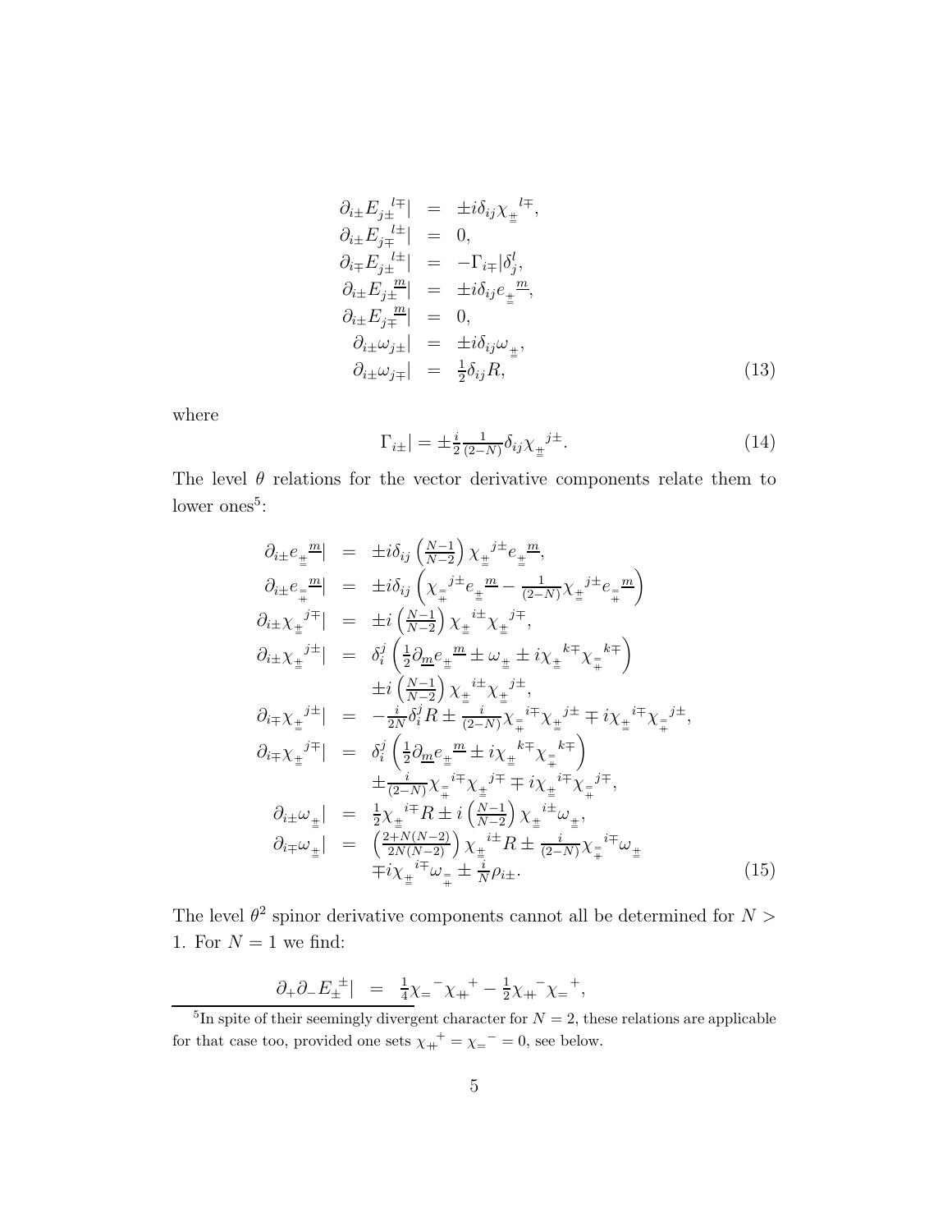$$
\begin{aligned}
\partial_{i\pm} E_{j\pm}{}^{l\mp}| &= \pm i \delta_{ij} \chi_{\underset{=}{\pm}}{}^{l\mp}, \\
\partial_{i\pm} E_{j\mp}{}^{l\pm}| &= 0, \\
\partial_{i\mp} E_{j\pm}{}^{l\pm}| &= -\Gamma_{i\mp}| \delta_j^l, \\
\partial_{i\pm} E_{j\pm}{}^{\underline{m}}| &= \pm i \delta_{ij} e_{\underset{=}{\pm}}{}^{\underline{m}}, \\
\partial_{i\pm} E_{j\mp}{}^{\underline{m}}| &= 0, \\
\partial_{i\pm} \omega_{j\pm}| &= \pm i \delta_{ij} \omega_{\underset{=}{\pm}}, \\
\partial_{i\pm} \omega_{j\mp}| &= \tfrac{1}{2} \delta_{ij} R,
\end{aligned}
\tag{13}
$$

where

$$
\Gamma_{i\pm}| = \pm \tfrac{i}{2} \tfrac{1}{(2-N)} \delta_{ij} \chi_{\underset{=}{\pm}}{}^{j\pm}. \tag{14}
$$

The level $\theta$ relations for the vector derivative components relate them to lower ones[5]:

$$
\begin{aligned}
\partial_{i\pm} e_{\underset{=}{\pm}}{}^{\underline{m}}| &= \pm i \delta_{ij} \left( \tfrac{N-1}{N-2} \right) \chi_{\underset{=}{\pm}}{}^{j\pm} e_{\underset{=}{\pm}}{}^{\underline{m}}, \\
\partial_{i\pm} e_{\underset{\mp}{=}}{}^{\underline{m}}| &= \pm i \delta_{ij} \left( \chi_{\underset{\mp}{=}}{}^{j\pm} e_{\underset{=}{\pm}}{}^{\underline{m}} - \tfrac{1}{(2-N)} \chi_{\underset{=}{\pm}}{}^{j\pm} e_{\underset{\mp}{=}}{}^{\underline{m}} \right) \\
\partial_{i\pm} \chi_{\underset{=}{\pm}}{}^{j\mp}| &= \pm i \left( \tfrac{N-1}{N-2} \right) \chi_{\underset{=}{\pm}}{}^{i\pm} \chi_{\underset{=}{\pm}}{}^{j\mp}, \\
\partial_{i\pm} \chi_{\underset{=}{\pm}}{}^{j\pm}| &= \delta_i^j \left( \tfrac{1}{2} \partial_{\underline{m}} e_{\underset{=}{\pm}}{}^{\underline{m}} \pm \omega_{\underset{=}{\pm}} \pm i \chi_{\underset{=}{\pm}}{}^{k\mp} \chi_{\underset{\mp}{=}}{}^{k\mp} \right) \\
&\quad \pm i \left( \tfrac{N-1}{N-2} \right) \chi_{\underset{=}{\pm}}{}^{i\pm} \chi_{\underset{=}{\pm}}{}^{j\pm}, \\
\partial_{i\mp} \chi_{\underset{=}{\pm}}{}^{j\pm}| &= -\tfrac{i}{2N} \delta_i^j R \pm \tfrac{i}{(2-N)} \chi_{\underset{\mp}{=}}{}^{i\mp} \chi_{\underset{=}{\pm}}{}^{j\pm} \mp i \chi_{\underset{=}{\pm}}{}^{i\mp} \chi_{\underset{\mp}{=}}{}^{j\pm}, \\
\partial_{i\mp} \chi_{\underset{=}{\pm}}{}^{j\mp}| &= \delta_i^j \left( \tfrac{1}{2} \partial_{\underline{m}} e_{\underset{=}{\pm}}{}^{\underline{m}} \pm i \chi_{\underset{=}{\pm}}{}^{k\mp} \chi_{\underset{\mp}{=}}{}^{k\mp} \right) \\
&\quad \pm \tfrac{i}{(2-N)} \chi_{\underset{\mp}{=}}{}^{i\mp} \chi_{\underset{=}{\pm}}{}^{j\mp} \mp i \chi_{\underset{=}{\pm}}{}^{i\mp} \chi_{\underset{\mp}{=}}{}^{j\mp}, \\
\partial_{i\pm} \omega_{\underset{=}{\pm}}| &= \tfrac{1}{2} \chi_{\underset{=}{\pm}}{}^{i\mp} R \pm i \left( \tfrac{N-1}{N-2} \right) \chi_{\underset{=}{\pm}}{}^{i\pm} \omega_{\underset{=}{\pm}}, \\
\partial_{i\mp} \omega_{\underset{=}{\pm}}| &= \left( \tfrac{2+N(N-2)}{2N(N-2)} \right) \chi_{\underset{=}{\pm}}{}^{i\pm} R \pm \tfrac{i}{(2-N)} \chi_{\underset{\mp}{=}}{}^{i\mp} \omega_{\underset{=}{\pm}} \\
&\quad \mp i \chi_{\underset{=}{\pm}}{}^{i\mp} \omega_{\underset{\mp}{=}} \pm \tfrac{i}{N} \rho_{i\pm}.
\end{aligned}
\tag{15}
$$

The level $\theta^2$ spinor derivative components cannot all be determined for $N > 1$. For $N = 1$ we find:

$$
\partial_+ \partial_- E_{\pm}{}^{\pm}| = \tfrac{1}{4} \chi_{=}{}^{-} \chi_{+\!\!\!+}{}^{+} - \tfrac{1}{2} \chi_{+\!\!\!+}{}^{-} \chi_{=}{}^{+},
$$

[5] In spite of their seemingly divergent character for $N = 2$, these relations are applicable for that case too, provided one sets $\chi_{+\!\!\!+}{}^{+} = \chi_{=}{}^{-} = 0$, see below.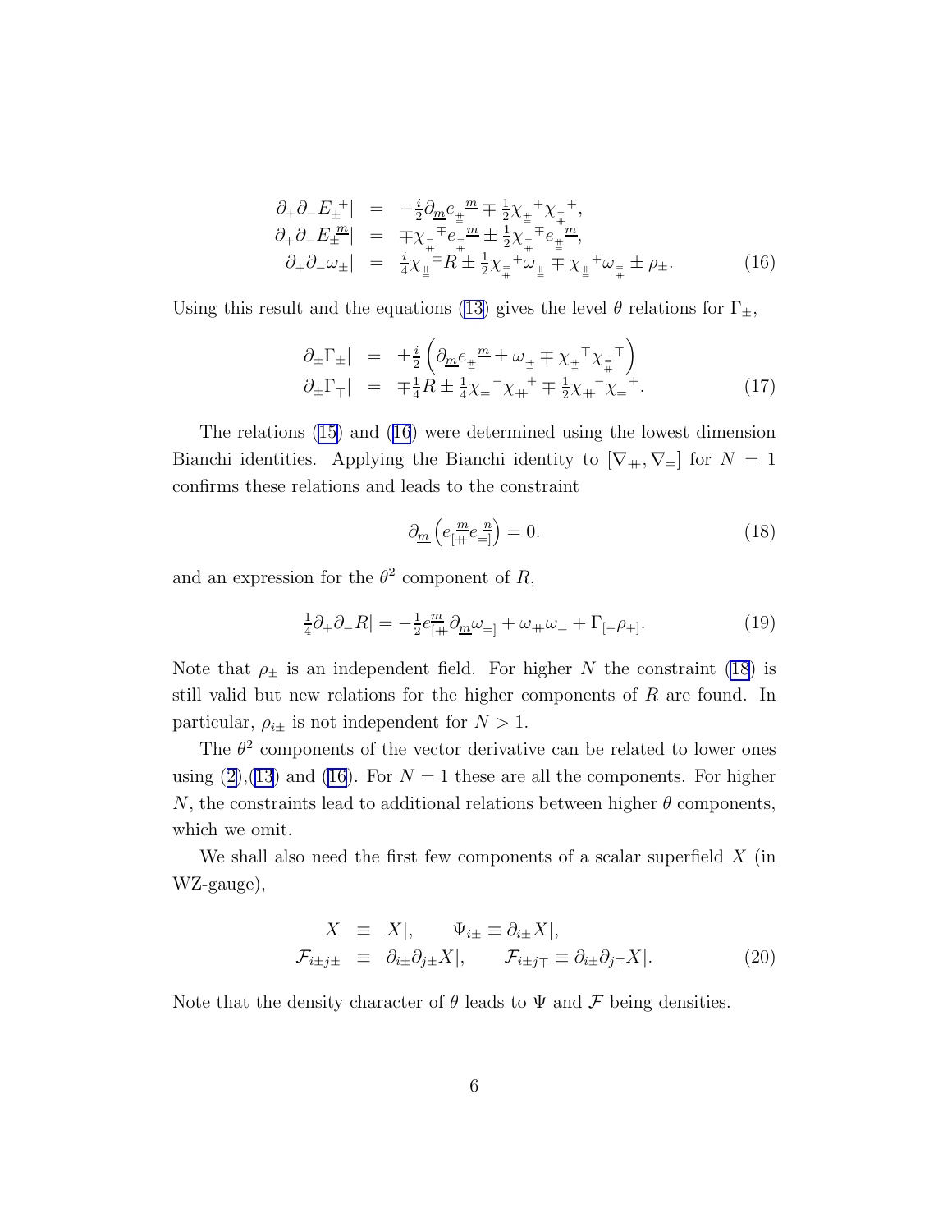$$
\begin{aligned}
\partial_+\partial_- E_\pm{}^\mp| &= -\tfrac{i}{2}\partial_{\underline{m}} e_{\substack{+\!\!+\\=}}{}^{\underline{m}} \mp \tfrac{1}{2}\chi_{\substack{+\!\!+\\=}}{}^\mp \chi_{\substack{=\\+\!\!+}}{}^\mp, \\
\partial_+\partial_- E_\pm{}^{\underline{m}}| &= \mp\chi_{\substack{=\\+\!\!+}}{}^\mp e_{\substack{=\\+\!\!+}}{}^{\underline{m}} \pm \tfrac{1}{2}\chi_{\substack{=\\+\!\!+}}{}^\mp e_{\substack{+\!\!+\\=}}{}^{\underline{m}}, \\
\partial_+\partial_-\omega_\pm| &= \tfrac{i}{4}\chi_{\substack{+\!\!+\\=}}{}^\pm R \pm \tfrac{1}{2}\chi_{\substack{=\\+\!\!+}}{}^\mp \omega_{\substack{+\!\!+\\=}} \mp \chi_{\substack{+\!\!+\\=}}{}^\mp \omega_{\substack{=\\+\!\!+}} \pm \rho_\pm.
\end{aligned}
\tag{16}
$$

Using this result and the equations (13) gives the level $\theta$ relations for $\Gamma_\pm$,

$$
\begin{aligned}
\partial_\pm\Gamma_\pm| &= \pm\tfrac{i}{2}\left(\partial_{\underline{m}} e_{\substack{+\!\!+\\=}}{}^{\underline{m}} \pm \omega_{\substack{+\!\!+\\=}} \mp \chi_{\substack{+\!\!+\\=}}{}^\mp \chi_{\substack{=\\+\!\!+}}{}^\mp\right) \\
\partial_\pm\Gamma_\mp| &= \mp\tfrac{1}{4}R \pm \tfrac{1}{4}\chi_{=}{}^-\chi_{+\!\!+}{}^+ \mp \tfrac{1}{2}\chi_{+\!\!+}{}^-\chi_{=}{}^+.
\end{aligned}
\tag{17}
$$

The relations (15) and (16) were determined using the lowest dimension Bianchi identities. Applying the Bianchi identity to $[\nabla_{+\!\!+}, \nabla_{=}]$ for $N = 1$ confirms these relations and leads to the constraint

$$
\partial_{\underline{m}}\left(e_{[+\!\!+}{}^{\underline{m}} e_{=]}{}^{\underline{n}}\right) = 0.
\tag{18}
$$

and an expression for the $\theta^2$ component of $R$,

$$
\tfrac{1}{4}\partial_+\partial_- R| = -\tfrac{1}{2}e_{[+\!\!+}^{\underline{m}}\partial_{\underline{m}}\omega_{=]} + \omega_{+\!\!+}\omega_{=} + \Gamma_{[-}\rho_{+]}.
\tag{19}
$$

Note that $\rho_\pm$ is an independent field. For higher $N$ the constraint (18) is still valid but new relations for the higher components of $R$ are found. In particular, $\rho_{i\pm}$ is not independent for $N > 1$.

The $\theta^2$ components of the vector derivative can be related to lower ones using (2),(13) and (16). For $N = 1$ these are all the components. For higher $N$, the constraints lead to additional relations between higher $\theta$ components, which we omit.

We shall also need the first few components of a scalar superfield $X$ (in WZ-gauge),

$$
\begin{aligned}
X &\equiv X|, \qquad \Psi_{i\pm} \equiv \partial_{i\pm}X|, \\
\mathcal{F}_{i\pm j\pm} &\equiv \partial_{i\pm}\partial_{j\pm}X|, \qquad \mathcal{F}_{i\pm j\mp} \equiv \partial_{i\pm}\partial_{j\mp}X|.
\end{aligned}
\tag{20}
$$

Note that the density character of $\theta$ leads to $\Psi$ and $\mathcal{F}$ being densities.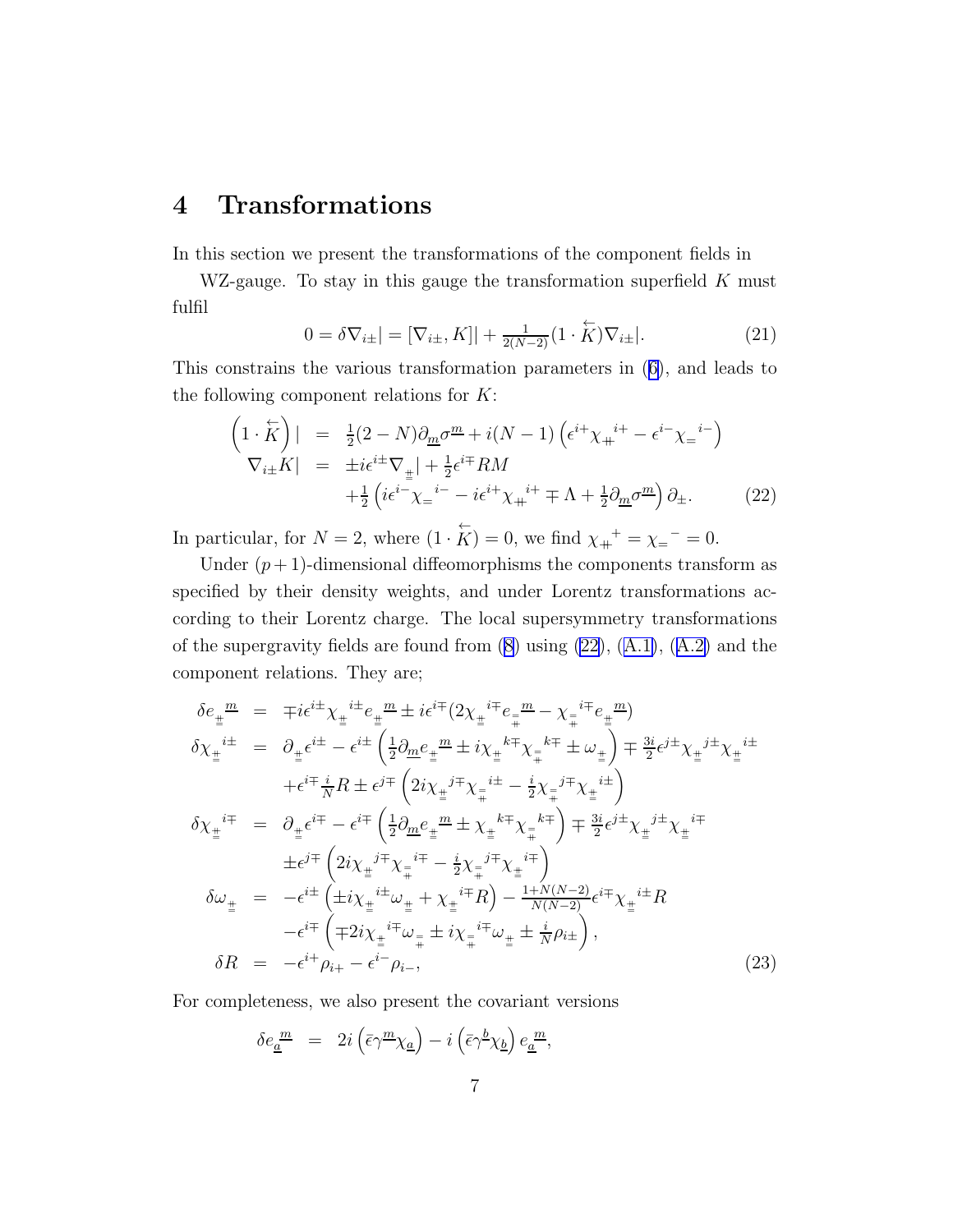## 4 Transformations

In this section we present the transformations of the component fields in

WZ-gauge. To stay in this gauge the transformation superfield $K$ must fulfil

$$
0 = \delta\nabla_{i\pm}| = [\nabla_{i\pm}, K]| + \tfrac{1}{2(N-2)}(1 \cdot \overleftarrow{K})\nabla_{i\pm}|. \tag{21}
$$

This constrains the various transformation parameters in (6), and leads to the following component relations for $K$:

$$
\begin{aligned}
\left(1 \cdot \overleftarrow{K}\right)| &= \tfrac{1}{2}(2-N)\partial_{\underline{m}}\sigma^{\underline{m}} + i(N-1)\left(\epsilon^{i+}\chi_{\#}{}^{i+} - \epsilon^{i-}\chi_{=}{}^{i-}\right) \\
\nabla_{i\pm}K| &= \pm i\epsilon^{i\pm}\nabla_{\substack{+\\+}}| + \tfrac{1}{2}\epsilon^{i\mp}RM \\
&\quad + \tfrac{1}{2}\left(i\epsilon^{i-}\chi_{=}{}^{i-} - i\epsilon^{i+}\chi_{\#}{}^{i+} \mp \Lambda + \tfrac{1}{2}\partial_{\underline{m}}\sigma^{\underline{m}}\right)\partial_{\pm}.
\end{aligned} \tag{22}
$$

In particular, for $N=2$, where $(1 \cdot \overleftarrow{K}) = 0$, we find $\chi_{\#}{}^{+} = \chi_{=}{}^{-} = 0$.

Under $(p+1)$-dimensional diffeomorphisms the components transform as specified by their density weights, and under Lorentz transformations according to their Lorentz charge. The local supersymmetry transformations of the supergravity fields are found from (8) using (22), (A.1), (A.2) and the component relations. They are;

$$
\begin{aligned}
\delta e_{\pm\!\!\pm}{}^{\underline{m}} &= \mp i\epsilon^{i\pm}\chi_{\pm\!\!\pm}{}^{i\pm}e_{\pm\!\!\pm}{}^{\underline{m}} \pm i\epsilon^{i\mp}(2\chi_{\pm\!\!\pm}{}^{i\mp}e_{\mp\!\!\mp}{}^{\underline{m}} - \chi_{\mp\!\!\mp}{}^{i\mp}e_{\pm\!\!\pm}{}^{\underline{m}}) \\
\delta\chi_{\pm\!\!\pm}{}^{i\pm} &= \partial_{\pm\!\!\pm}\epsilon^{i\pm} - \epsilon^{i\pm}\left(\tfrac{1}{2}\partial_{\underline{m}}e_{\pm\!\!\pm}{}^{\underline{m}} \pm i\chi_{\pm\!\!\pm}{}^{k\mp}\chi_{\mp\!\!\mp}{}^{k\mp} \pm \omega_{\pm\!\!\pm}\right) \mp \tfrac{3i}{2}\epsilon^{j\pm}\chi_{\pm\!\!\pm}{}^{j\pm}\chi_{\pm\!\!\pm}{}^{i\pm} \\
&\quad + \epsilon^{i\mp}\tfrac{i}{N}R \pm \epsilon^{j\mp}\left(2i\chi_{\pm\!\!\pm}{}^{j\mp}\chi_{\mp\!\!\mp}{}^{i\pm} - \tfrac{i}{2}\chi_{\mp\!\!\mp}{}^{j\mp}\chi_{\pm\!\!\pm}{}^{i\pm}\right) \\
\delta\chi_{\pm\!\!\pm}{}^{i\mp} &= \partial_{\pm\!\!\pm}\epsilon^{i\mp} - \epsilon^{i\mp}\left(\tfrac{1}{2}\partial_{\underline{m}}e_{\pm\!\!\pm}{}^{\underline{m}} \pm \chi_{\pm\!\!\pm}{}^{k\mp}\chi_{\mp\!\!\mp}{}^{k\mp}\right) \mp \tfrac{3i}{2}\epsilon^{j\pm}\chi_{\pm\!\!\pm}{}^{j\pm}\chi_{\pm\!\!\pm}{}^{i\mp} \\
&\quad \pm \epsilon^{j\mp}\left(2i\chi_{\pm\!\!\pm}{}^{j\mp}\chi_{\mp\!\!\mp}{}^{i\mp} - \tfrac{i}{2}\chi_{\mp\!\!\mp}{}^{j\mp}\chi_{\pm\!\!\pm}{}^{i\mp}\right) \\
\delta\omega_{\pm\!\!\pm} &= -\epsilon^{i\pm}\left(\pm i\chi_{\pm\!\!\pm}{}^{i\pm}\omega_{\pm\!\!\pm} + \chi_{\pm\!\!\pm}{}^{i\mp}R\right) - \tfrac{1+N(N-2)}{N(N-2)}\epsilon^{i\mp}\chi_{\pm\!\!\pm}{}^{i\pm}R \\
&\quad - \epsilon^{i\mp}\left(\mp 2i\chi_{\pm\!\!\pm}{}^{i\mp}\omega_{\mp\!\!\mp} \pm i\chi_{\mp\!\!\mp}{}^{i\mp}\omega_{\pm\!\!\pm} \pm \tfrac{i}{N}\rho_{i\pm}\right), \\
\delta R &= -\epsilon^{i+}\rho_{i+} - \epsilon^{i-}\rho_{i-},
\end{aligned} \tag{23}
$$

For completeness, we also present the covariant versions

$$
\delta e_{\underline{a}}{}^{\underline{m}} = 2i\left(\bar{\epsilon}\gamma^{\underline{m}}\chi_{\underline{a}}\right) - i\left(\bar{\epsilon}\gamma^{\underline{b}}\chi_{\underline{b}}\right)e_{\underline{a}}{}^{\underline{m}},
$$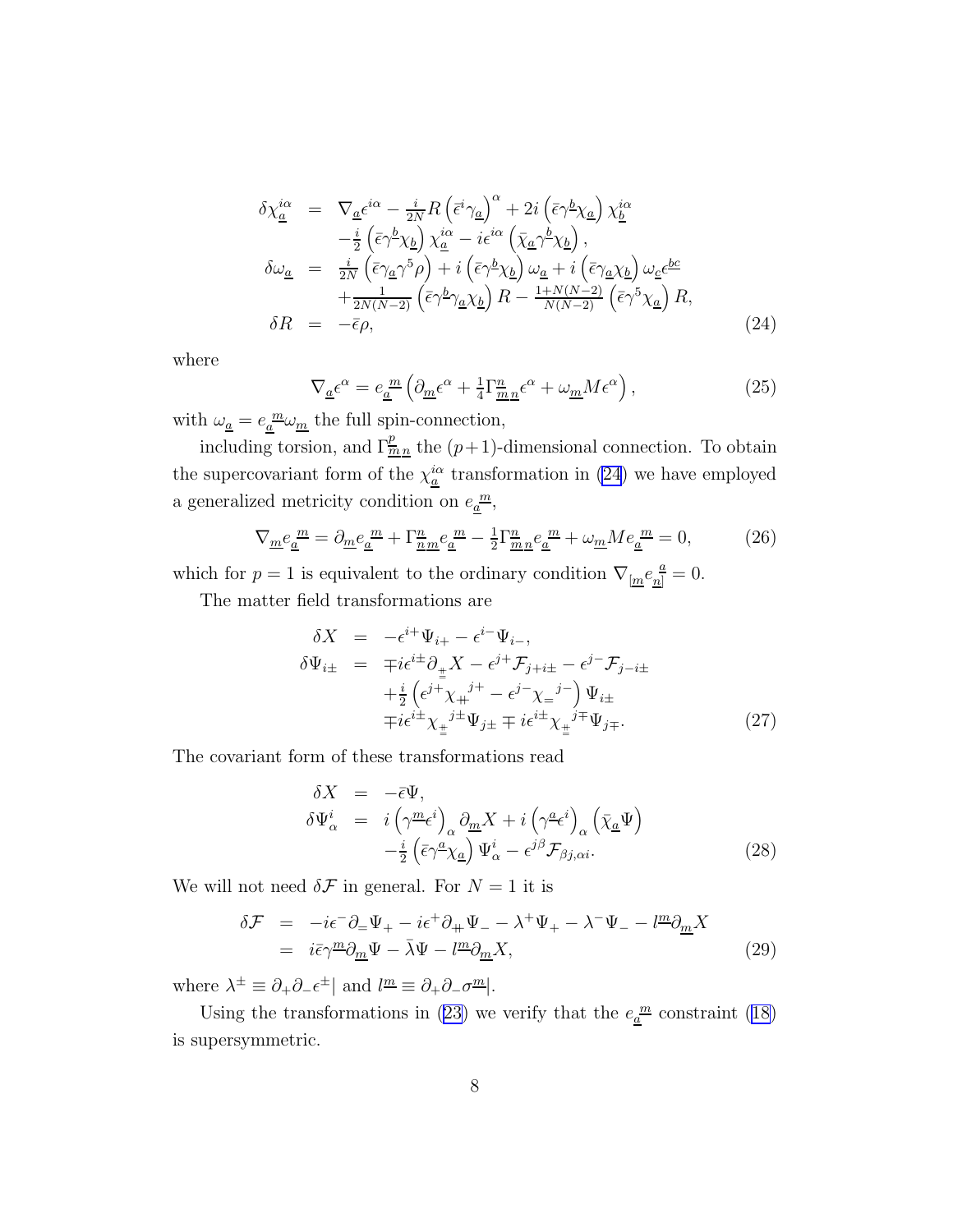$$
\begin{aligned}
\delta\chi_{\underline{a}}^{i\alpha} &= \nabla_{\underline{a}}\epsilon^{i\alpha} - \tfrac{i}{2N}R\left(\bar{\epsilon}^i\gamma_{\underline{a}}\right)^\alpha + 2i\left(\bar{\epsilon}\gamma^{\underline{b}}\chi_{\underline{a}}\right)\chi_{\underline{b}}^{i\alpha} \\
&\quad -\tfrac{i}{2}\left(\bar{\epsilon}\gamma^{\underline{b}}\chi_{\underline{b}}\right)\chi_{\underline{a}}^{i\alpha} - i\epsilon^{i\alpha}\left(\bar{\chi}_{\underline{a}}\gamma^{\underline{b}}\chi_{\underline{b}}\right), \\
\delta\omega_{\underline{a}} &= \tfrac{i}{2N}\left(\bar{\epsilon}\gamma_{\underline{a}}\gamma^5\rho\right) + i\left(\bar{\epsilon}\gamma^{\underline{b}}\chi_{\underline{b}}\right)\omega_{\underline{a}} + i\left(\bar{\epsilon}\gamma_{\underline{a}}\chi_{\underline{b}}\right)\omega_{\underline{c}}\epsilon^{\underline{bc}} \\
&\quad +\tfrac{1}{2N(N-2)}\left(\bar{\epsilon}\gamma^{\underline{b}}\gamma_{\underline{a}}\chi_{\underline{b}}\right)R - \tfrac{1+N(N-2)}{N(N-2)}\left(\bar{\epsilon}\gamma^5\chi_{\underline{a}}\right)R, \\
\delta R &= -\bar{\epsilon}\rho,
\end{aligned}
\tag{24}
$$

where

$$
\nabla_{\underline{a}}\epsilon^\alpha = e_{\underline{a}}{}^{\underline{m}}\left(\partial_{\underline{m}}\epsilon^\alpha + \tfrac{1}{4}\Gamma^{\underline{n}}_{\underline{m}\,\underline{n}}\epsilon^\alpha + \omega_{\underline{m}}M\epsilon^\alpha\right), \tag{25}
$$

with $\omega_{\underline{a}} = e_{\underline{a}}{}^{\underline{m}}\omega_{\underline{m}}$ the full spin-connection,

including torsion, and $\Gamma^{\underline{p}}_{\underline{m}\,\underline{n}}$ the $(p+1)$-dimensional connection. To obtain the supercovariant form of the $\chi_{\underline{a}}^{i\alpha}$ transformation in (24) we have employed a generalized metricity condition on $e_{\underline{a}}{}^{\underline{m}}$,

$$
\nabla_{\underline{m}}e_{\underline{a}}{}^{\underline{m}} = \partial_{\underline{m}}e_{\underline{a}}{}^{\underline{m}} + \Gamma^{\underline{n}}_{\underline{n}\,\underline{m}}e_{\underline{a}}{}^{\underline{m}} - \tfrac{1}{2}\Gamma^{\underline{n}}_{\underline{m}\,\underline{n}}e_{\underline{a}}{}^{\underline{m}} + \omega_{\underline{m}}Me_{\underline{a}}{}^{\underline{m}} = 0, \tag{26}
$$

which for $p=1$ is equivalent to the ordinary condition $\nabla_{[\underline{m}}e_{\underline{n}]}{}^{\underline{a}} = 0$.

The matter field transformations are

$$
\begin{aligned}
\delta X &= -\epsilon^{i+}\Psi_{i+} - \epsilon^{i-}\Psi_{i-}, \\
\delta\Psi_{i\pm} &= \mp i\epsilon^{i\pm}\partial_{\substack{+\\=}}X - \epsilon^{j+}\mathcal{F}_{j+i\pm} - \epsilon^{j-}\mathcal{F}_{j-i\pm} \\
&\quad +\tfrac{i}{2}\left(\epsilon^{j+}\chi_{+\!\!\!+}{}^{j+} - \epsilon^{j-}\chi_{=}{}^{j-}\right)\Psi_{i\pm} \\
&\quad \mp i\epsilon^{i\pm}\chi_{\substack{+\\=}}{}^{j\pm}\Psi_{j\pm} \mp i\epsilon^{i\pm}\chi_{\substack{+\\=}}{}^{j\mp}\Psi_{j\mp}.
\end{aligned}
\tag{27}
$$

The covariant form of these transformations read

$$
\begin{aligned}
\delta X &= -\bar{\epsilon}\Psi, \\
\delta\Psi^i_\alpha &= i\left(\gamma^{\underline{m}}\epsilon^i\right)_\alpha\partial_{\underline{m}}X + i\left(\gamma^{\underline{a}}\epsilon^i\right)_\alpha\left(\bar{\chi}_{\underline{a}}\Psi\right) \\
&\quad -\tfrac{i}{2}\left(\bar{\epsilon}\gamma^{\underline{a}}\chi_{\underline{a}}\right)\Psi^i_\alpha - \epsilon^{j\beta}\mathcal{F}_{\beta j,\alpha i}.
\end{aligned}
\tag{28}
$$

We will not need $\delta\mathcal{F}$ in general. For $N=1$ it is

$$
\begin{aligned}
\delta\mathcal{F} &= -i\epsilon^-\partial_=\Psi_+ - i\epsilon^+\partial_{+\!\!\!+}\Psi_- - \lambda^+\Psi_+ - \lambda^-\Psi_- - l^{\underline{m}}\partial_{\underline{m}}X \\
&= i\bar{\epsilon}\gamma^{\underline{m}}\partial_{\underline{m}}\Psi - \bar{\lambda}\Psi - l^{\underline{m}}\partial_{\underline{m}}X,
\end{aligned}
\tag{29}
$$

where $\lambda^\pm \equiv \partial_+\partial_-\epsilon^\pm|$ and $l^{\underline{m}} \equiv \partial_+\partial_-\sigma^{\underline{m}}|$.

Using the transformations in (23) we verify that the $e_{\underline{a}}{}^{\underline{m}}$ constraint (18) is supersymmetric.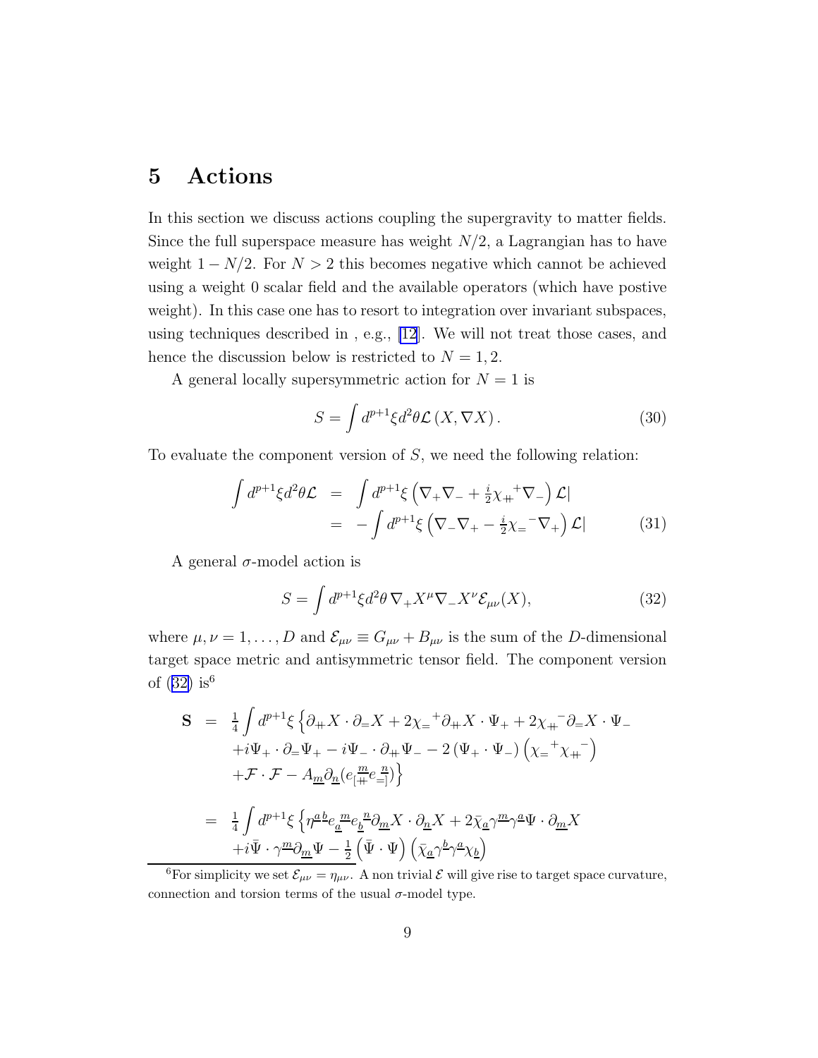# 5 Actions

In this section we discuss actions coupling the supergravity to matter fields. Since the full superspace measure has weight $N/2$, a Lagrangian has to have weight $1 - N/2$. For $N > 2$ this becomes negative which cannot be achieved using a weight 0 scalar field and the available operators (which have postive weight). In this case one has to resort to integration over invariant subspaces, using techniques described in , e.g., [12]. We will not treat those cases, and hence the discussion below is restricted to $N = 1, 2$.

A general locally supersymmetric action for $N = 1$ is

$$S = \int d^{p+1}\xi d^2\theta \mathcal{L}\left(X, \nabla X\right). \tag{30}$$

To evaluate the component version of $S$, we need the following relation:

$$\begin{aligned}\int d^{p+1}\xi d^2\theta \mathcal{L} &= \int d^{p+1}\xi \left(\nabla_+ \nabla_- + \tfrac{i}{2}\chi_{\#}{}^{+}\nabla_-\right)\mathcal{L}| \\ &= -\int d^{p+1}\xi \left(\nabla_- \nabla_+ - \tfrac{i}{2}\chi_{=}{}^{-}\nabla_+\right)\mathcal{L}| \end{aligned} \tag{31}$$

A general $\sigma$-model action is

$$S = \int d^{p+1}\xi d^2\theta \, \nabla_+ X^\mu \nabla_- X^\nu \mathcal{E}_{\mu\nu}(X), \tag{32}$$

where $\mu, \nu = 1, \ldots, D$ and $\mathcal{E}_{\mu\nu} \equiv G_{\mu\nu} + B_{\mu\nu}$ is the sum of the $D$-dimensional target space metric and antisymmetric tensor field. The component version of (32) is[6]

$$\begin{aligned}\mathbf{S} &= \tfrac{1}{4}\int d^{p+1}\xi \left\{\partial_{\#} X \cdot \partial_{=} X + 2\chi_{=}{}^{+}\partial_{\#} X \cdot \Psi_+ + 2\chi_{\#}{}^{-}\partial_{=} X \cdot \Psi_- \right. \\ &\quad + i\Psi_+ \cdot \partial_{=}\Psi_+ - i\Psi_- \cdot \partial_{\#}\Psi_- - 2\left(\Psi_+ \cdot \Psi_-\right)\left(\chi_{=}{}^{+}\chi_{\#}{}^{-}\right) \\ &\quad \left. + \mathcal{F}\cdot\mathcal{F} - A_{\underline{m}}\partial_{\underline{n}}\big(e_{[\#}{}^{\underline{m}} e_{=]}{}^{\underline{n}}\big)\right\} \\ &= \tfrac{1}{4}\int d^{p+1}\xi \left\{\eta^{\underline{a}\underline{b}} e_{\underline{a}}{}^{\underline{m}} e_{\underline{b}}{}^{\underline{n}} \partial_{\underline{m}} X \cdot \partial_{\underline{n}} X + 2\bar{\chi}_{\underline{a}}\gamma^{\underline{m}}\gamma^{\underline{a}}\Psi \cdot \partial_{\underline{m}} X \right. \\ &\quad \left. + i\bar{\Psi}\cdot\gamma^{\underline{m}}\partial_{\underline{m}}\Psi - \tfrac{1}{2}\left(\bar{\Psi}\cdot\Psi\right)\left(\bar{\chi}_{\underline{a}}\gamma^{\underline{b}}\gamma^{\underline{a}}\chi_{\underline{b}}\right)\right. \end{aligned}$$

[6] For simplicity we set $\mathcal{E}_{\mu\nu} = \eta_{\mu\nu}$. A non trivial $\mathcal{E}$ will give rise to target space curvature, connection and torsion terms of the usual $\sigma$-model type.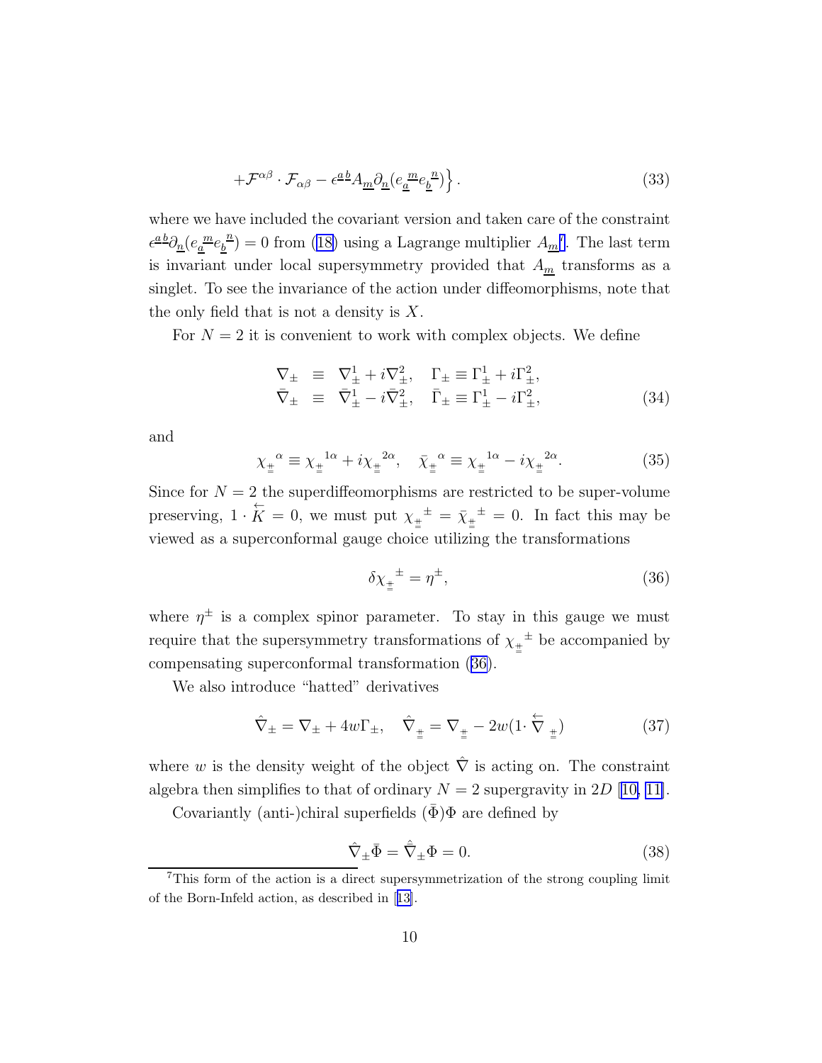$$
+\mathcal{F}^{\alpha\beta}\cdot\mathcal{F}_{\alpha\beta} - \epsilon^{\underline{a}\underline{b}}A_{\underline{m}}\partial_{\underline{n}}(e_{\underline{a}}{}^{\underline{m}}e_{\underline{b}}{}^{\underline{n}})\Big\}\,. \tag{33}
$$

where we have included the covariant version and taken care of the constraint $\epsilon^{\underline{a}\underline{b}}\partial_{\underline{n}}(e_{\underline{a}}{}^{\underline{m}}e_{\underline{b}}{}^{\underline{n}}) = 0$ from (18) using a Lagrange multiplier $A_{\underline{m}}$[7]. The last term is invariant under local supersymmetry provided that $A_{\underline{m}}$ transforms as a singlet. To see the invariance of the action under diffeomorphisms, note that the only field that is not a density is $X$.

For $N=2$ it is convenient to work with complex objects. We define

$$
\begin{aligned}
\nabla_{\pm} &\equiv \nabla^1_{\pm} + i\nabla^2_{\pm}, \quad \Gamma_{\pm} \equiv \Gamma^1_{\pm} + i\Gamma^2_{\pm}, \\
\bar{\nabla}_{\pm} &\equiv \bar{\nabla}^1_{\pm} - i\bar{\nabla}^2_{\pm}, \quad \bar{\Gamma}_{\pm} \equiv \Gamma^1_{\pm} - i\Gamma^2_{\pm},
\end{aligned} \tag{34}
$$

and

$$
\chi_{\underline{\underline{+}}}{}^{\alpha} \equiv \chi_{\underline{\underline{+}}}{}^{1\alpha} + i\chi_{\underline{\underline{+}}}{}^{2\alpha}, \quad \bar{\chi}_{\underline{\underline{+}}}{}^{\alpha} \equiv \chi_{\underline{\underline{+}}}{}^{1\alpha} - i\chi_{\underline{\underline{+}}}{}^{2\alpha}. \tag{35}
$$

Since for $N=2$ the superdiffeomorphisms are restricted to be super-volume preserving, $1\cdot\overleftarrow{K}=0$, we must put $\chi_{\underline{\underline{+}}}{}^{\pm} = \bar{\chi}_{\underline{\underline{+}}}{}^{\pm} = 0$. In fact this may be viewed as a superconformal gauge choice utilizing the transformations

$$
\delta\chi_{\underline{\underline{+}}}{}^{\pm} = \eta^{\pm}, \tag{36}
$$

where $\eta^{\pm}$ is a complex spinor parameter. To stay in this gauge we must require that the supersymmetry transformations of $\chi_{\underline{\underline{+}}}{}^{\pm}$ be accompanied by compensating superconformal transformation (36).

We also introduce "hatted" derivatives

$$
\hat{\nabla}_{\pm} = \nabla_{\pm} + 4w\Gamma_{\pm}, \quad \hat{\nabla}_{\underline{\underline{+}}} = \nabla_{\underline{\underline{+}}} - 2w(1\cdot\overleftarrow{\nabla}_{\underline{\underline{+}}}) \tag{37}
$$

where $w$ is the density weight of the object $\hat{\nabla}$ is acting on. The constraint algebra then simplifies to that of ordinary $N=2$ supergravity in $2D$ [10, 11].

Covariantly (anti-)chiral superfields $(\bar{\Phi})\Phi$ are defined by

$$
\hat{\nabla}_{\pm}\bar{\Phi} = \hat{\bar{\nabla}}_{\pm}\Phi = 0. \tag{38}
$$

[7] This form of the action is a direct supersymmetrization of the strong coupling limit of the Born-Infeld action, as described in [13].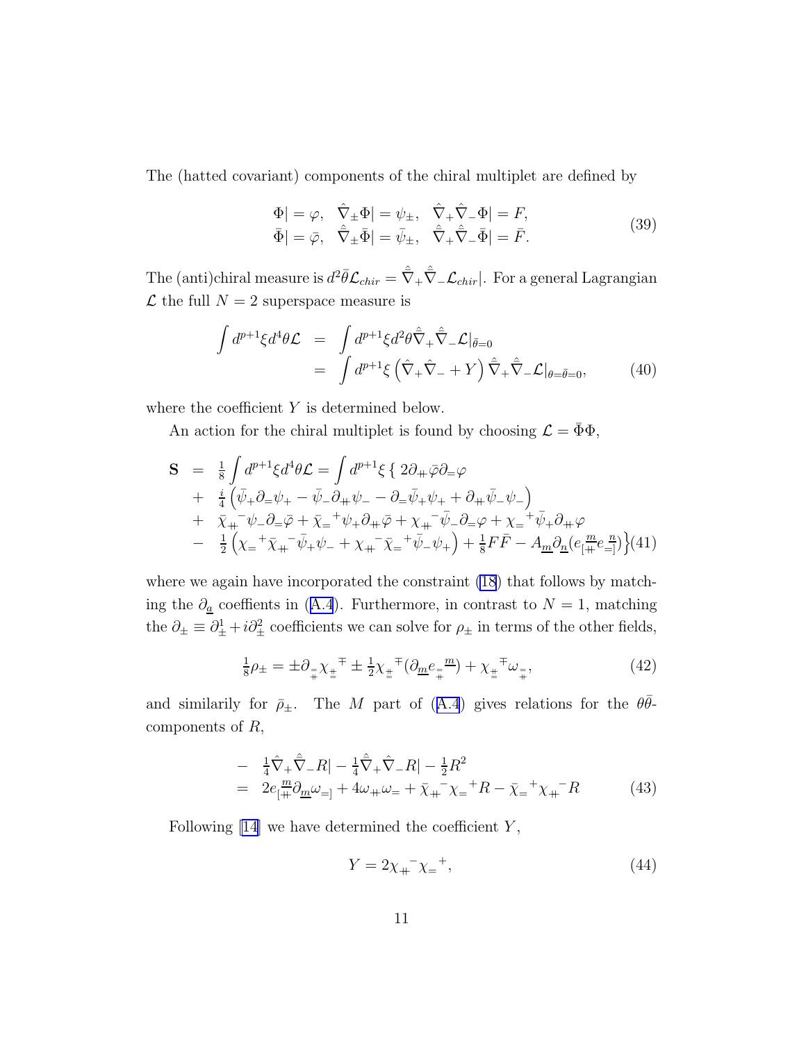The (hatted covariant) components of the chiral multiplet are defined by

$$
\begin{array}{lll}
\Phi| = \varphi, & \hat{\nabla}_{\pm}\Phi| = \psi_{\pm}, & \hat{\nabla}_{+}\hat{\nabla}_{-}\Phi| = F, \\
\bar{\Phi}| = \bar{\varphi}, & \hat{\bar{\nabla}}_{\pm}\bar{\Phi}| = \bar{\psi}_{\pm}, & \hat{\bar{\nabla}}_{+}\hat{\bar{\nabla}}_{-}\bar{\Phi}| = \bar{F}.
\end{array} \tag{39}
$$

The (anti)chiral measure is $d^2\bar{\theta}\mathcal{L}_{chir} = \hat{\bar{\nabla}}_{+}\hat{\bar{\nabla}}_{-}\mathcal{L}_{chir}|$. For a general Lagrangian $\mathcal{L}$ the full $N=2$ superspace measure is

$$
\begin{aligned}
\int d^{p+1}\xi d^4\theta \mathcal{L} &= \int d^{p+1}\xi d^2\theta \hat{\bar{\nabla}}_{+}\hat{\bar{\nabla}}_{-}\mathcal{L}|_{\bar{\theta}=0} \\
&= \int d^{p+1}\xi \left(\hat{\nabla}_{+}\hat{\nabla}_{-} + Y\right)\hat{\bar{\nabla}}_{+}\hat{\bar{\nabla}}_{-}\mathcal{L}|_{\theta=\bar{\theta}=0},
\end{aligned} \tag{40}
$$

where the coefficient $Y$ is determined below.

An action for the chiral multiplet is found by choosing $\mathcal{L} = \bar{\Phi}\Phi$,

$$
\begin{aligned}
\mathbf{S} &= \tfrac{1}{8}\int d^{p+1}\xi d^4\theta \mathcal{L} = \int d^{p+1}\xi \,\{\, 2\partial_{+\!\!\!+}\bar{\varphi}\partial_{=}\varphi \\
&+ \tfrac{i}{4}\left(\bar{\psi}_{+}\partial_{=}\psi_{+} - \bar{\psi}_{-}\partial_{+\!\!\!+}\psi_{-} - \partial_{=}\bar{\psi}_{+}\psi_{+} + \partial_{+\!\!\!+}\bar{\psi}_{-}\psi_{-}\right) \\
&+ \bar{\chi}_{+\!\!\!+}{}^{-}\psi_{-}\partial_{=}\bar{\varphi} + \bar{\chi}_{=}{}^{+}\psi_{+}\partial_{+\!\!\!+}\bar{\varphi} + \chi_{+\!\!\!+}{}^{-}\bar{\psi}_{-}\partial_{=}\varphi + \chi_{=}{}^{+}\bar{\psi}_{+}\partial_{+\!\!\!+}\varphi \\
&- \tfrac{1}{2}\left(\chi_{=}{}^{+}\bar{\chi}_{+\!\!\!+}{}^{-}\bar{\psi}_{+}\psi_{-} + \chi_{+\!\!\!+}{}^{-}\bar{\chi}_{=}{}^{+}\bar{\psi}_{-}\psi_{+}\right) + \tfrac{1}{8}F\bar{F} - A_{\underline{m}}\partial_{\underline{n}}(e_{[+\!\!\!+}{}^{\underline{m}}e_{=]}{}^{\underline{n}})\Big\}
\end{aligned} \tag{41}
$$

where we again have incorporated the constraint (18) that follows by matching the $\partial_{\underline{a}}$ coeffients in (A.4). Furthermore, in contrast to $N=1$, matching the $\partial_{\pm} \equiv \partial^1_{\pm} + i\partial^2_{\pm}$ coefficients we can solve for $\rho_{\pm}$ in terms of the other fields,

$$
\tfrac{1}{8}\rho_{\pm} = \pm\partial_{\substack{= \\ +\!\!\!+}}\chi_{\substack{+\!\!\!+ \\ =}}{}^{\mp} \pm \tfrac{1}{2}\chi_{\substack{+\!\!\!+ \\ =}}{}^{\mp}(\partial_{\underline{m}}e_{\substack{= \\ +\!\!\!+}}{}^{\underline{m}}) + \chi_{\substack{+\!\!\!+ \\ =}}{}^{\mp}\omega_{\substack{= \\ +\!\!\!+}}, \tag{42}
$$

and similarly for $\bar{\rho}_{\pm}$. The $M$ part of (A.4) gives relations for the $\theta\bar{\theta}$-components of $R$,

$$
\begin{aligned}
&- \tfrac{1}{4}\hat{\nabla}_{+}\hat{\bar{\nabla}}_{-}R| - \tfrac{1}{4}\hat{\bar{\nabla}}_{+}\hat{\nabla}_{-}R| - \tfrac{1}{2}R^2 \\
&= 2e_{[+\!\!\!+}{}^{\underline{m}}\partial_{\underline{m}}\omega_{=]} + 4\omega_{+\!\!\!+}\omega_{=} + \bar{\chi}_{+\!\!\!+}{}^{-}\chi_{=}{}^{+}R - \bar{\chi}_{=}{}^{+}\chi_{+\!\!\!+}{}^{-}R
\end{aligned} \tag{43}
$$

Following [14] we have determined the coefficient $Y$,

$$
Y = 2\chi_{+\!\!\!+}{}^{-}\chi_{=}{}^{+}, \tag{44}
$$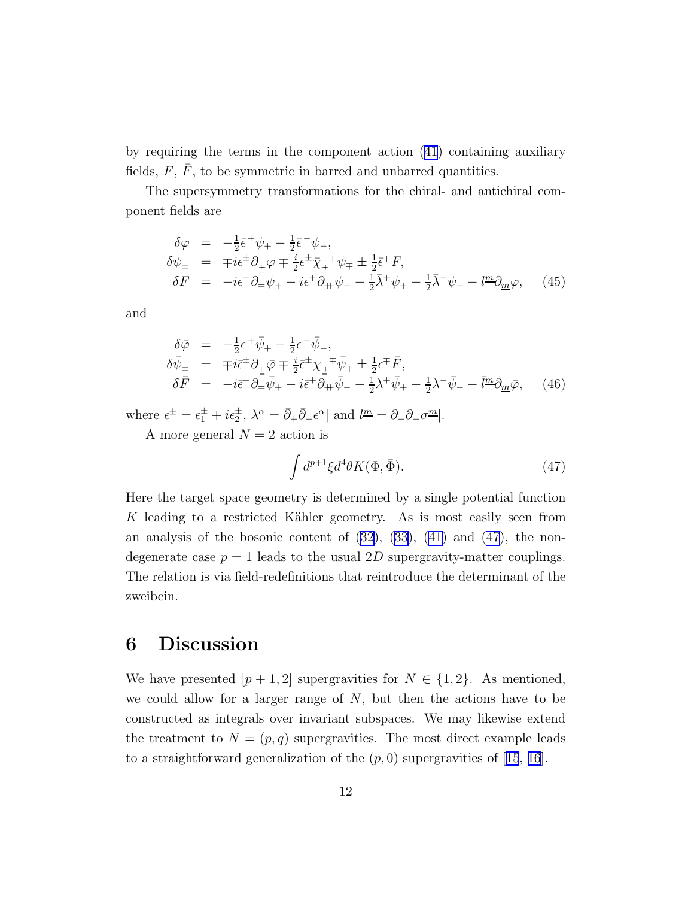by requiring the terms in the component action (41) containing auxiliary fields, $F$, $\bar{F}$, to be symmetric in barred and unbarred quantities.

The supersymmetry transformations for the chiral- and antichiral component fields are

$$
\begin{aligned}
\delta\varphi &= -\tfrac{1}{2}\bar{\epsilon}^{+}\psi_{+} - \tfrac{1}{2}\bar{\epsilon}^{-}\psi_{-}, \\
\delta\psi_{\pm} &= \mp i\epsilon^{\pm}\partial_{\underline{\pm}}\varphi \mp \tfrac{i}{2}\epsilon^{\pm}\bar{\chi}_{\underline{\pm}}{}^{\mp}\psi_{\mp} \pm \tfrac{1}{2}\bar{\epsilon}^{\mp}F, \\
\delta F &= -i\epsilon^{-}\partial_{=}\psi_{+} - i\epsilon^{+}\partial_{\#}\psi_{-} - \tfrac{1}{2}\bar{\lambda}^{+}\psi_{+} - \tfrac{1}{2}\bar{\lambda}^{-}\psi_{-} - l^{\underline{m}}\partial_{\underline{m}}\varphi,
\end{aligned}
\tag{45}
$$

and

$$
\begin{aligned}
\delta\bar{\varphi} &= -\tfrac{1}{2}\epsilon^{+}\bar{\psi}_{+} - \tfrac{1}{2}\epsilon^{-}\bar{\psi}_{-}, \\
\delta\bar{\psi}_{\pm} &= \mp i\bar{\epsilon}^{\pm}\partial_{\underline{\pm}}\bar{\varphi} \mp \tfrac{i}{2}\bar{\epsilon}^{\pm}\chi_{\underline{\pm}}{}^{\mp}\bar{\psi}_{\mp} \pm \tfrac{1}{2}\epsilon^{\mp}\bar{F}, \\
\delta\bar{F} &= -i\bar{\epsilon}^{-}\partial_{=}\bar{\psi}_{+} - i\bar{\epsilon}^{+}\partial_{\#}\bar{\psi}_{-} - \tfrac{1}{2}\lambda^{+}\bar{\psi}_{+} - \tfrac{1}{2}\lambda^{-}\bar{\psi}_{-} - \bar{l}^{\underline{m}}\partial_{\underline{m}}\bar{\varphi},
\end{aligned}
\tag{46}
$$

where $\epsilon^{\pm} = \epsilon_1^{\pm} + i\epsilon_2^{\pm}$, $\lambda^{\alpha} = \bar{\partial}_{+}\bar{\partial}_{-}\epsilon^{\alpha}|$ and $l^{\underline{m}} = \partial_{+}\partial_{-}\sigma^{\underline{m}}|$.

A more general $N = 2$ action is

$$
\int d^{p+1}\xi d^4\theta K(\Phi, \bar{\Phi}). \tag{47}
$$

Here the target space geometry is determined by a single potential function $K$ leading to a restricted Kähler geometry. As is most easily seen from an analysis of the bosonic content of (32), (33), (41) and (47), the non-degenerate case $p = 1$ leads to the usual $2D$ supergravity-matter couplings. The relation is via field-redefinitions that reintroduce the determinant of the zweibein.

# 6 Discussion

We have presented $[p+1, 2]$ supergravities for $N \in \{1, 2\}$. As mentioned, we could allow for a larger range of $N$, but then the actions have to be constructed as integrals over invariant subspaces. We may likewise extend the treatment to $N = (p, q)$ supergravities. The most direct example leads to a straightforward generalization of the $(p, 0)$ supergravities of [15, 16].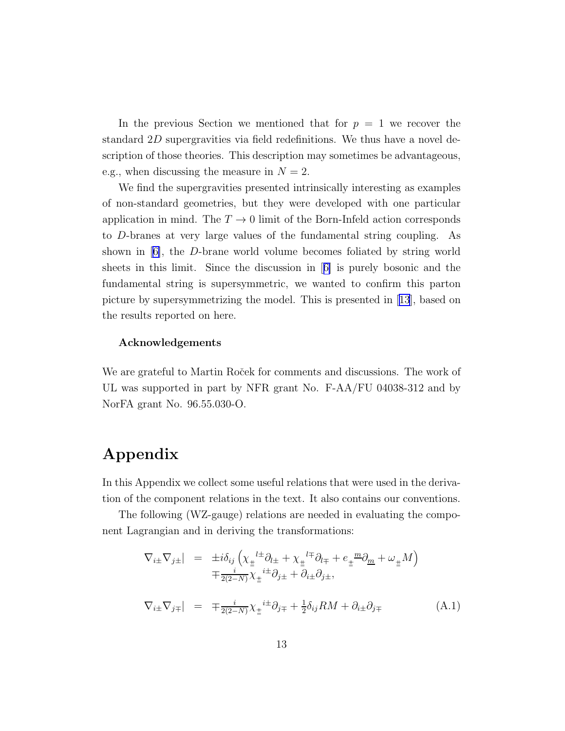In the previous Section we mentioned that for $p = 1$ we recover the standard $2D$ supergravities via field redefinitions. We thus have a novel description of those theories. This description may sometimes be advantageous, e.g., when discussing the measure in $N = 2$.

We find the supergravities presented intrinsically interesting as examples of non-standard geometries, but they were developed with one particular application in mind. The $T \to 0$ limit of the Born-Infeld action corresponds to $D$-branes at very large values of the fundamental string coupling. As shown in [6], the $D$-brane world volume becomes foliated by string world sheets in this limit. Since the discussion in [6] is purely bosonic and the fundamental string is supersymmetric, we wanted to confirm this parton picture by supersymmetrizing the model. This is presented in [13], based on the results reported on here.

**Acknowledgements**

We are grateful to Martin Roček for comments and discussions. The work of UL was supported in part by NFR grant No. F-AA/FU 04038-312 and by NorFA grant No. 96.55.030-O.

# Appendix

In this Appendix we collect some useful relations that were used in the derivation of the component relations in the text. It also contains our conventions.

The following (WZ-gauge) relations are needed in evaluating the component Lagrangian and in deriving the transformations:

$$
\begin{aligned}
\nabla_{i\pm}\nabla_{j\pm}| &= \pm i\delta_{ij}\left(\chi_{\underset{=}{+}}{}^{l\pm}\partial_{l\pm} + \chi_{\underset{=}{+}}{}^{l\mp}\partial_{l\mp} + e_{\underset{=}{+}}{}^{\underline{m}}\partial_{\underline{m}} + \omega_{\underset{=}{+}}M\right) \\
&\quad \mp \tfrac{i}{2(2-N)}\chi_{\underset{=}{+}}{}^{i\pm}\partial_{j\pm} + \partial_{i\pm}\partial_{j\pm}, \\
\nabla_{i\pm}\nabla_{j\mp}| &= \mp \tfrac{i}{2(2-N)}\chi_{\underset{=}{+}}{}^{i\pm}\partial_{j\mp} + \tfrac{1}{2}\delta_{ij}RM + \partial_{i\pm}\partial_{j\mp}
\end{aligned}
\tag{A.1}
$$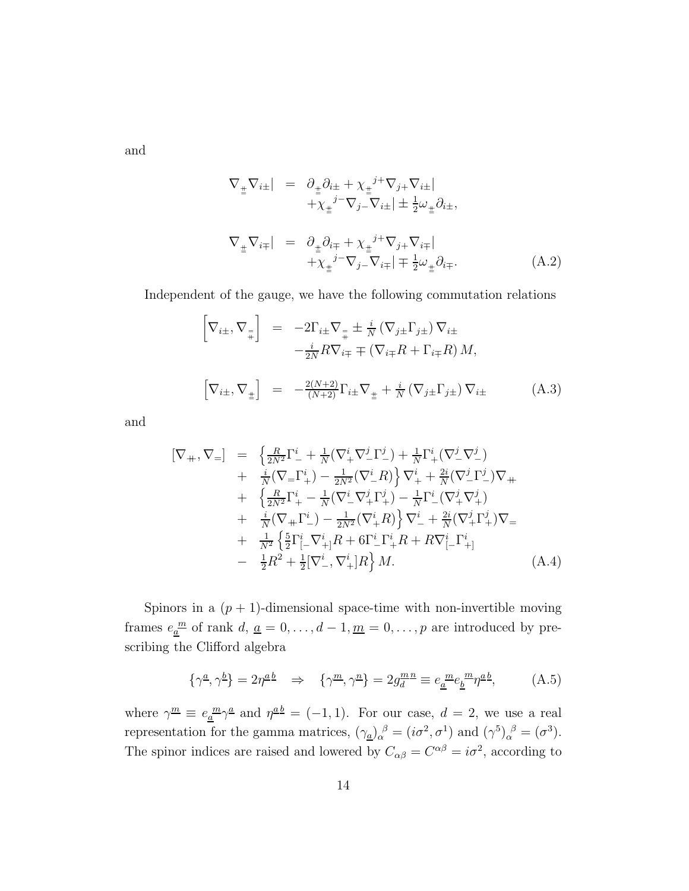and

$$
\begin{aligned}
\nabla_{\underset{=}{\#}} \nabla_{i\pm}| &= \partial_{\underset{=}{\#}} \partial_{i\pm} + \chi_{\underset{=}{\#}}{}^{j+} \nabla_{j+} \nabla_{i\pm}| \\
&\quad + \chi_{\underset{=}{\#}}{}^{j-} \nabla_{j-} \nabla_{i\pm}| \pm \tfrac{1}{2} \omega_{\underset{=}{\#}} \partial_{i\pm}, \\
\nabla_{\underset{=}{\#}} \nabla_{i\mp}| &= \partial_{\underset{=}{\#}} \partial_{i\mp} + \chi_{\underset{=}{\#}}{}^{j+} \nabla_{j+} \nabla_{i\mp}| \\
&\quad + \chi_{\underset{=}{\#}}{}^{j-} \nabla_{j-} \nabla_{i\mp}| \mp \tfrac{1}{2} \omega_{\underset{=}{\#}} \partial_{i\mp}.
\end{aligned} \tag{A.2}
$$

Independent of the gauge, we have the following commutation relations

$$
\begin{aligned}
\left[ \nabla_{i\pm}, \nabla_{\overset{=}{\#}} \right] &= -2\Gamma_{i\pm} \nabla_{\overset{=}{\#}} \pm \tfrac{i}{N} \left( \nabla_{j\pm} \Gamma_{j\pm} \right) \nabla_{i\pm} \\
&\quad - \tfrac{i}{2N} R \nabla_{i\mp} \mp \left( \nabla_{i\mp} R + \Gamma_{i\mp} R \right) M, \\
\left[ \nabla_{i\pm}, \nabla_{\underset{=}{\#}} \right] &= -\tfrac{2(N+2)}{(N+2)} \Gamma_{i\pm} \nabla_{\underset{=}{\#}} + \tfrac{i}{N} \left( \nabla_{j\pm} \Gamma_{j\pm} \right) \nabla_{i\pm}
\end{aligned} \tag{A.3}
$$

and

$$
\begin{aligned}
[\nabla_{\#}, \nabla_{=}] &= \Big\{ \tfrac{R}{2N^2} \Gamma^i_- + \tfrac{1}{N} (\nabla^i_+ \nabla^j_- \Gamma^j_-) + \tfrac{1}{N} \Gamma^i_+ (\nabla^j_- \nabla^j_-) \\
&+ \ \tfrac{i}{N} (\nabla_{=} \Gamma^i_+) - \tfrac{1}{2N^2} (\nabla^i_- R) \Big\} \nabla^i_+ + \tfrac{2i}{N} (\nabla^j_- \Gamma^j_-) \nabla_{\#} \\
&+ \ \Big\{ \tfrac{R}{2N^2} \Gamma^i_+ - \tfrac{1}{N} (\nabla^i_- \nabla^j_+ \Gamma^j_+) - \tfrac{1}{N} \Gamma^i_- (\nabla^j_+ \nabla^j_+) \\
&+ \ \tfrac{i}{N} (\nabla_{\#} \Gamma^i_-) - \tfrac{1}{2N^2} (\nabla^i_+ R) \Big\} \nabla^i_- + \tfrac{2i}{N} (\nabla^j_+ \Gamma^j_+) \nabla_{=} \\
&+ \ \tfrac{1}{N^2} \Big\{ \tfrac{5}{2} \Gamma^i_{[-} \nabla^i_{+]} R + 6 \Gamma^i_- \Gamma^i_+ R + R \nabla^i_{[-} \Gamma^i_{+]} \\
&- \ \tfrac{1}{2} R^2 + \tfrac{1}{2} [\nabla^i_-, \nabla^i_+] R \Big\} M.
\end{aligned} \tag{A.4}
$$

Spinors in a $(p+1)$-dimensional space-time with non-invertible moving frames $e_{\underline{a}}{}^{\underline{m}}$ of rank $d$, $\underline{a} = 0, \ldots, d-1, \underline{m} = 0, \ldots, p$ are introduced by prescribing the Clifford algebra

$$
\{\gamma^{\underline{a}}, \gamma^{\underline{b}}\} = 2\eta^{\underline{a}\,\underline{b}} \quad \Rightarrow \quad \{\gamma^{\underline{m}}, \gamma^{\underline{n}}\} = 2g_d^{\underline{m}\,\underline{n}} \equiv e_{\underline{a}}{}^{\underline{m}} e_{\underline{b}}{}^{\underline{m}} \eta^{\underline{a}\,\underline{b}}, \tag{A.5}
$$

where $\gamma^{\underline{m}} \equiv e_{\underline{a}}{}^{\underline{m}} \gamma^{\underline{a}}$ and $\eta^{\underline{a}\,\underline{b}} = (-1, 1)$. For our case, $d = 2$, we use a real representation for the gamma matrices, $(\gamma_{\underline{a}})_\alpha{}^\beta = (i\sigma^2, \sigma^1)$ and $(\gamma^5)_\alpha{}^\beta = (\sigma^3)$. The spinor indices are raised and lowered by $C_{\alpha\beta} = C^{\alpha\beta} = i\sigma^2$, according to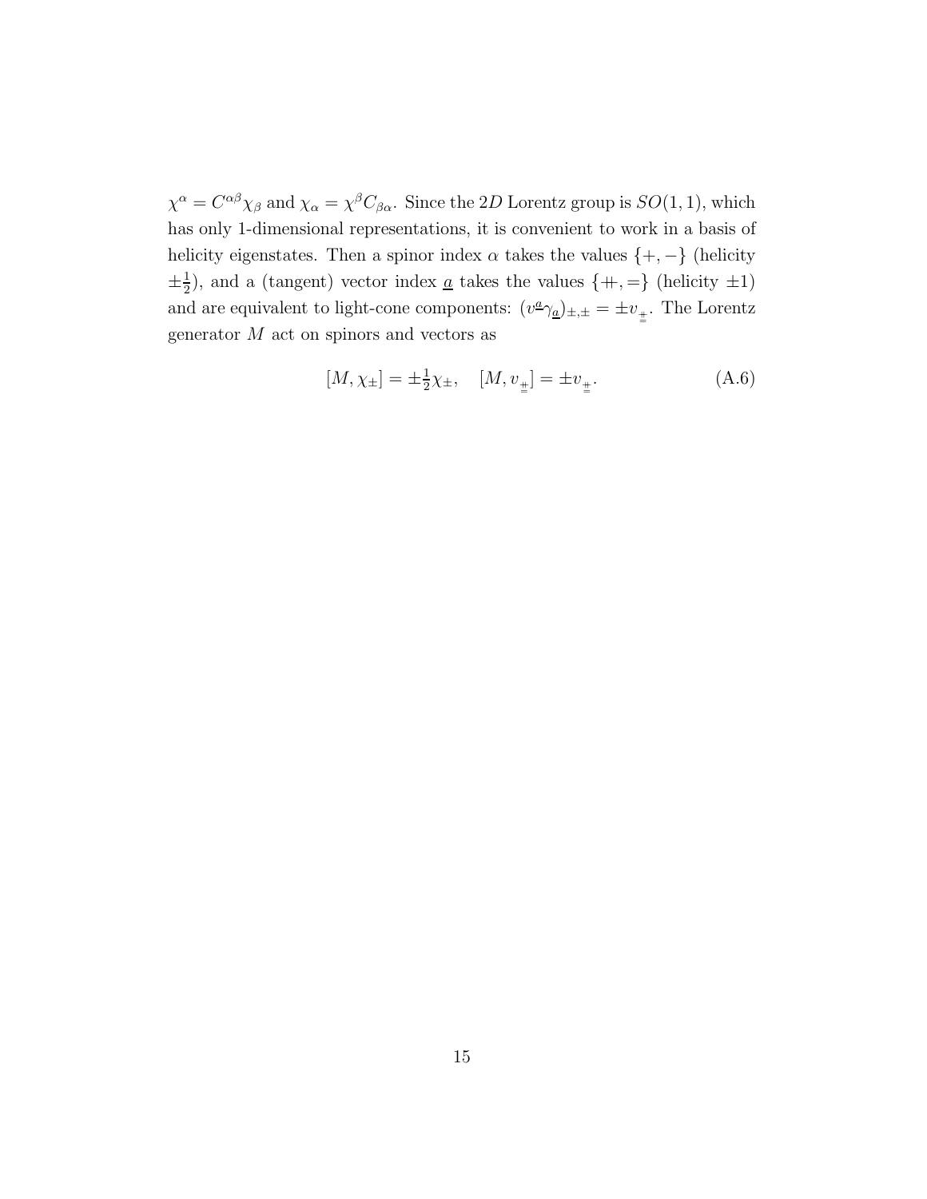$\chi^\alpha = C^{\alpha\beta}\chi_\beta$ and $\chi_\alpha = \chi^\beta C_{\beta\alpha}$. Since the $2D$ Lorentz group is $SO(1,1)$, which has only 1-dimensional representations, it is convenient to work in a basis of helicity eigenstates. Then a spinor index $\alpha$ takes the values $\{+,-\}$ (helicity $\pm\frac{1}{2}$), and a (tangent) vector index $\underline{a}$ takes the values $\{\#, =\}$ (helicity $\pm 1$) and are equivalent to light-cone components: $(v^{\underline{a}}\gamma_{\underline{a}})_{\pm,\pm} = \pm v_{\stackrel{\#}{=}}$. The Lorentz generator $M$ act on spinors and vectors as

$$[M, \chi_\pm] = \pm\tfrac{1}{2}\chi_\pm, \quad [M, v_{\stackrel{\#}{=}}] = \pm v_{\stackrel{\#}{=}}. \tag{A.6}$$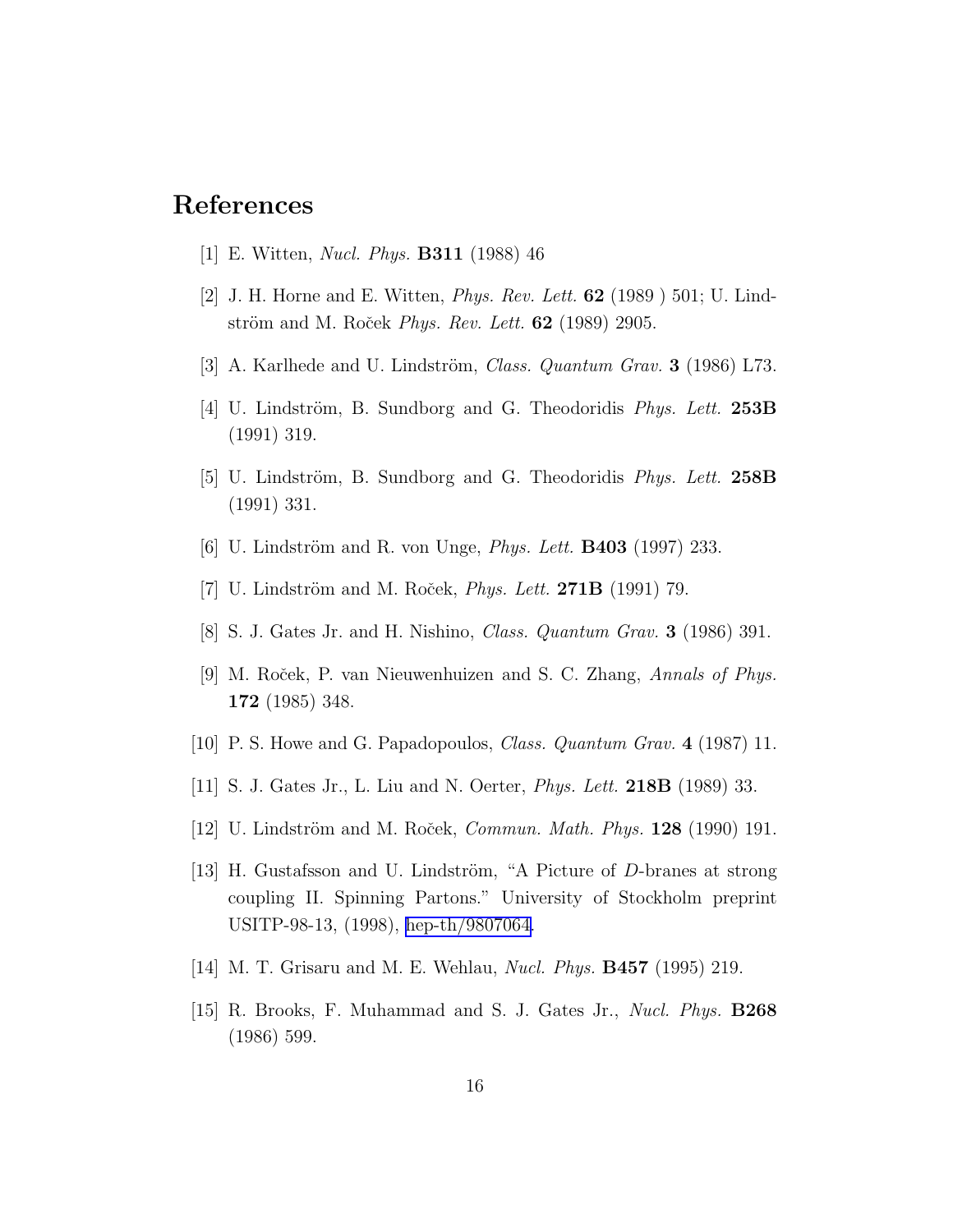# References

[1] E. Witten, *Nucl. Phys.* **B311** (1988) 46

[2] J. H. Horne and E. Witten, *Phys. Rev. Lett.* **62** (1989 ) 501; U. Lindström and M. Roček *Phys. Rev. Lett.* **62** (1989) 2905.

[3] A. Karlhede and U. Lindström, *Class. Quantum Grav.* **3** (1986) L73.

[4] U. Lindström, B. Sundborg and G. Theodoridis *Phys. Lett.* **253B** (1991) 319.

[5] U. Lindström, B. Sundborg and G. Theodoridis *Phys. Lett.* **258B** (1991) 331.

[6] U. Lindström and R. von Unge, *Phys. Lett.* **B403** (1997) 233.

[7] U. Lindström and M. Roček, *Phys. Lett.* **271B** (1991) 79.

[8] S. J. Gates Jr. and H. Nishino, *Class. Quantum Grav.* **3** (1986) 391.

[9] M. Roček, P. van Nieuwenhuizen and S. C. Zhang, *Annals of Phys.* **172** (1985) 348.

[10] P. S. Howe and G. Papadopoulos, *Class. Quantum Grav.* **4** (1987) 11.

[11] S. J. Gates Jr., L. Liu and N. Oerter, *Phys. Lett.* **218B** (1989) 33.

[12] U. Lindström and M. Roček, *Commun. Math. Phys.* **128** (1990) 191.

[13] H. Gustafsson and U. Lindström, "A Picture of *D*-branes at strong coupling II. Spinning Partons." University of Stockholm preprint USITP-98-13, (1998), hep-th/9807064.

[14] M. T. Grisaru and M. E. Wehlau, *Nucl. Phys.* **B457** (1995) 219.

[15] R. Brooks, F. Muhammad and S. J. Gates Jr., *Nucl. Phys.* **B268** (1986) 599.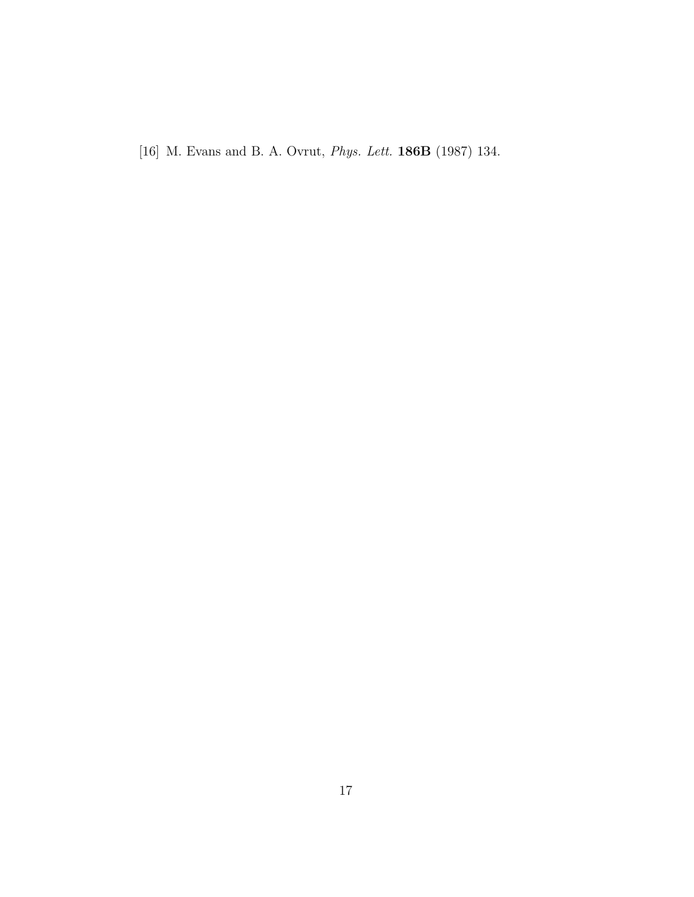[16] M. Evans and B. A. Ovrut, *Phys. Lett.* **186B** (1987) 134.